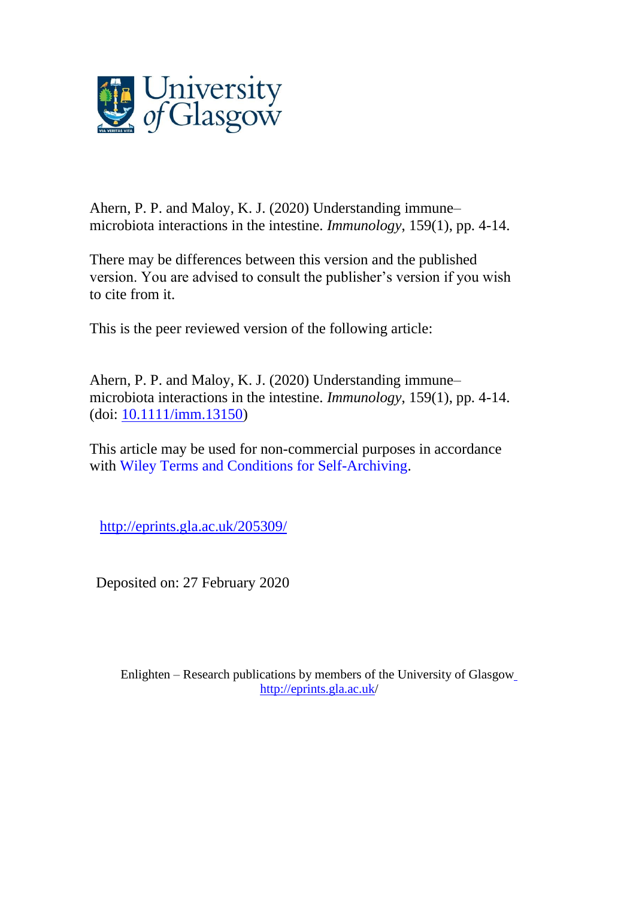University of Glasgow

Ahern, P. P. and Maloy, K. J. (2020) Understanding immune–microbiota interactions in the intestine. *Immunology*, 159(1), pp. 4-14.

There may be differences between this version and the published version. You are advised to consult the publisher's version if you wish to cite from it.

This is the peer reviewed version of the following article:

Ahern, P. P. and Maloy, K. J. (2020) Understanding immune–microbiota interactions in the intestine. *Immunology*, 159(1), pp. 4-14. (doi: 10.1111/imm.13150)

This article may be used for non-commercial purposes in accordance with Wiley Terms and Conditions for Self-Archiving.

http://eprints.gla.ac.uk/205309/

Deposited on: 27 February 2020

Enlighten – Research publications by members of the University of Glasgow
http://eprints.gla.ac.uk/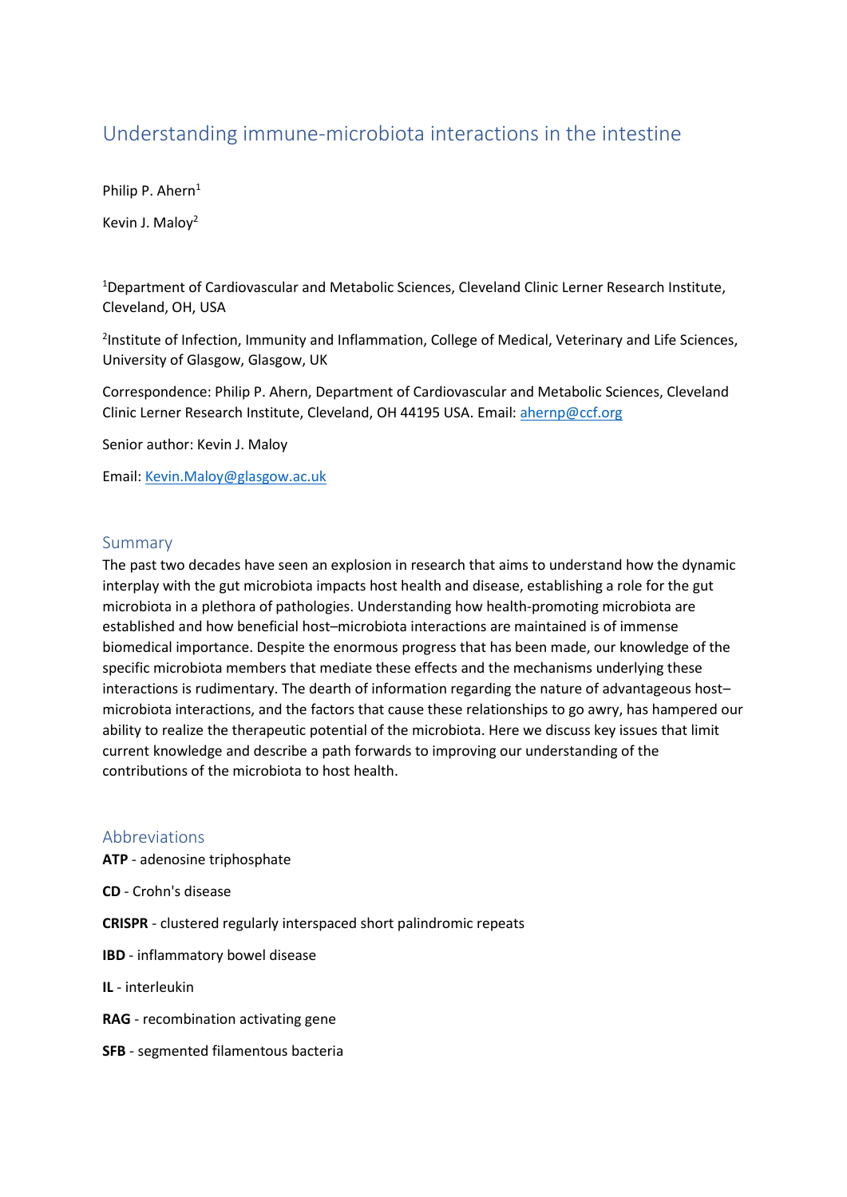# Understanding immune-microbiota interactions in the intestine

Philip P. Ahern[1]

Kevin J. Maloy[2]

[1]Department of Cardiovascular and Metabolic Sciences, Cleveland Clinic Lerner Research Institute, Cleveland, OH, USA

[2]Institute of Infection, Immunity and Inflammation, College of Medical, Veterinary and Life Sciences, University of Glasgow, Glasgow, UK

Correspondence: Philip P. Ahern, Department of Cardiovascular and Metabolic Sciences, Cleveland Clinic Lerner Research Institute, Cleveland, OH 44195 USA. Email: ahernp@ccf.org

Senior author: Kevin J. Maloy

Email: Kevin.Maloy@glasgow.ac.uk

## Summary

The past two decades have seen an explosion in research that aims to understand how the dynamic interplay with the gut microbiota impacts host health and disease, establishing a role for the gut microbiota in a plethora of pathologies. Understanding how health-promoting microbiota are established and how beneficial host–microbiota interactions are maintained is of immense biomedical importance. Despite the enormous progress that has been made, our knowledge of the specific microbiota members that mediate these effects and the mechanisms underlying these interactions is rudimentary. The dearth of information regarding the nature of advantageous host–microbiota interactions, and the factors that cause these relationships to go awry, has hampered our ability to realize the therapeutic potential of the microbiota. Here we discuss key issues that limit current knowledge and describe a path forwards to improving our understanding of the contributions of the microbiota to host health.

## Abbreviations

**ATP** - adenosine triphosphate

**CD** - Crohn's disease

**CRISPR** - clustered regularly interspaced short palindromic repeats

**IBD** - inflammatory bowel disease

**IL** - interleukin

**RAG** - recombination activating gene

**SFB** - segmented filamentous bacteria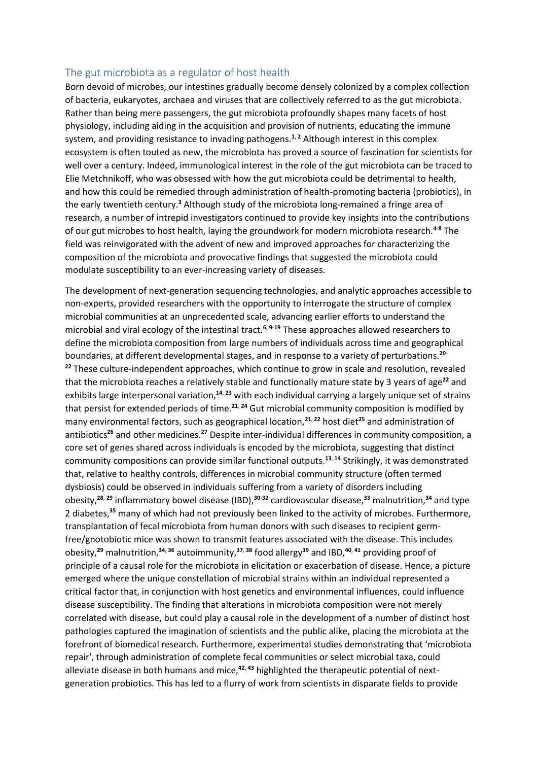## The gut microbiota as a regulator of host health

Born devoid of microbes, our intestines gradually become densely colonized by a complex collection of bacteria, eukaryotes, archaea and viruses that are collectively referred to as the gut microbiota. Rather than being mere passengers, the gut microbiota profoundly shapes many facets of host physiology, including aiding in the acquisition and provision of nutrients, educating the immune system, and providing resistance to invading pathogens.[1, 2] Although interest in this complex ecosystem is often touted as new, the microbiota has proved a source of fascination for scientists for well over a century. Indeed, immunological interest in the role of the gut microbiota can be traced to Elie Metchnikoff, who was obsessed with how the gut microbiota could be detrimental to health, and how this could be remedied through administration of health-promoting bacteria (probiotics), in the early twentieth century.[3] Although study of the microbiota long-remained a fringe area of research, a number of intrepid investigators continued to provide key insights into the contributions of our gut microbes to host health, laying the groundwork for modern microbiota research.[4-8] The field was reinvigorated with the advent of new and improved approaches for characterizing the composition of the microbiota and provocative findings that suggested the microbiota could modulate susceptibility to an ever-increasing variety of diseases.

The development of next-generation sequencing technologies, and analytic approaches accessible to non-experts, provided researchers with the opportunity to interrogate the structure of complex microbial communities at an unprecedented scale, advancing earlier efforts to understand the microbial and viral ecology of the intestinal tract.[6, 9-19] These approaches allowed researchers to define the microbiota composition from large numbers of individuals across time and geographical boundaries, at different developmental stages, and in response to a variety of perturbations.[20-22] These culture-independent approaches, which continue to grow in scale and resolution, revealed that the microbiota reaches a relatively stable and functionally mature state by 3 years of age[22] and exhibits large interpersonal variation,[14, 23] with each individual carrying a largely unique set of strains that persist for extended periods of time.[21, 24] Gut microbial community composition is modified by many environmental factors, such as geographical location,[21, 22] host diet[25] and administration of antibiotics[26] and other medicines.[27] Despite inter-individual differences in community composition, a core set of genes shared across individuals is encoded by the microbiota, suggesting that distinct community compositions can provide similar functional outputs.[13, 14] Strikingly, it was demonstrated that, relative to healthy controls, differences in microbial community structure (often termed dysbiosis) could be observed in individuals suffering from a variety of disorders including obesity,[28, 29] inflammatory bowel disease (IBD),[30-32] cardiovascular disease,[33] malnutrition,[34] and type 2 diabetes,[35] many of which had not previously been linked to the activity of microbes. Furthermore, transplantation of fecal microbiota from human donors with such diseases to recipient germ-free/gnotobiotic mice was shown to transmit features associated with the disease. This includes obesity,[29] malnutrition,[34, 36] autoimmunity,[37, 38] food allergy[39] and IBD,[40, 41] providing proof of principle of a causal role for the microbiota in elicitation or exacerbation of disease. Hence, a picture emerged where the unique constellation of microbial strains within an individual represented a critical factor that, in conjunction with host genetics and environmental influences, could influence disease susceptibility. The finding that alterations in microbiota composition were not merely correlated with disease, but could play a causal role in the development of a number of distinct host pathologies captured the imagination of scientists and the public alike, placing the microbiota at the forefront of biomedical research. Furthermore, experimental studies demonstrating that 'microbiota repair', through administration of complete fecal communities or select microbial taxa, could alleviate disease in both humans and mice,[42, 43] highlighted the therapeutic potential of next-generation probiotics. This has led to a flurry of work from scientists in disparate fields to provide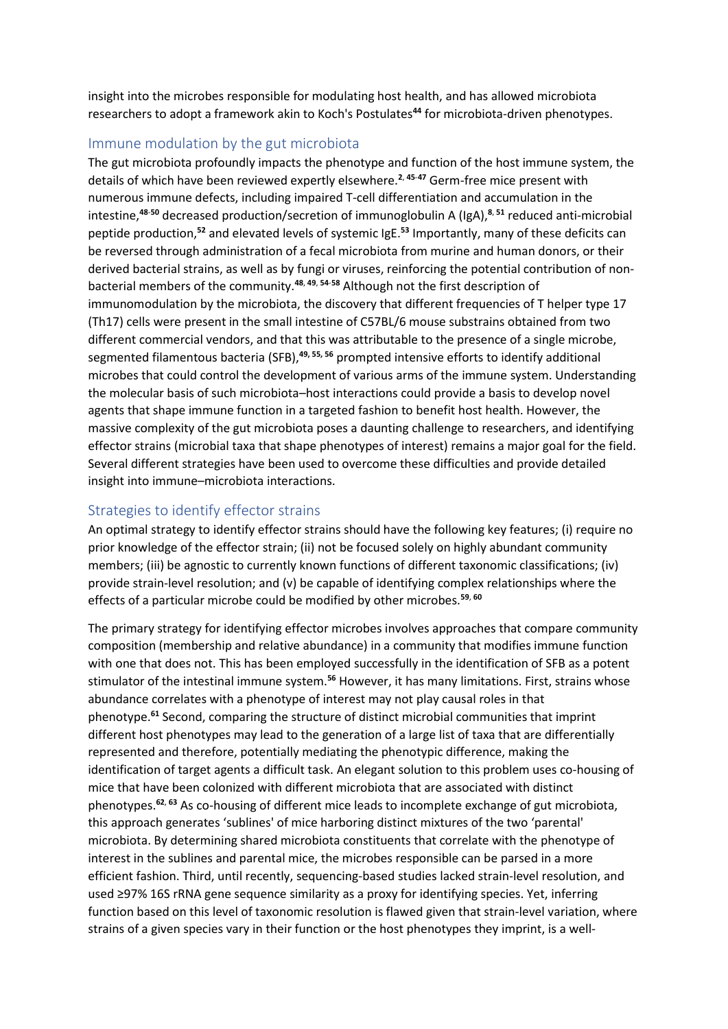insight into the microbes responsible for modulating host health, and has allowed microbiota researchers to adopt a framework akin to Koch's Postulates[44] for microbiota-driven phenotypes.

## Immune modulation by the gut microbiota

The gut microbiota profoundly impacts the phenotype and function of the host immune system, the details of which have been reviewed expertly elsewhere.[2, 45-47] Germ-free mice present with numerous immune defects, including impaired T-cell differentiation and accumulation in the intestine,[48-50] decreased production/secretion of immunoglobulin A (IgA),[8, 51] reduced anti-microbial peptide production,[52] and elevated levels of systemic IgE.[53] Importantly, many of these deficits can be reversed through administration of a fecal microbiota from murine and human donors, or their derived bacterial strains, as well as by fungi or viruses, reinforcing the potential contribution of non-bacterial members of the community.[48, 49, 54-58] Although not the first description of immunomodulation by the microbiota, the discovery that different frequencies of T helper type 17 (Th17) cells were present in the small intestine of C57BL/6 mouse substrains obtained from two different commercial vendors, and that this was attributable to the presence of a single microbe, segmented filamentous bacteria (SFB),[49, 55, 56] prompted intensive efforts to identify additional microbes that could control the development of various arms of the immune system. Understanding the molecular basis of such microbiota–host interactions could provide a basis to develop novel agents that shape immune function in a targeted fashion to benefit host health. However, the massive complexity of the gut microbiota poses a daunting challenge to researchers, and identifying effector strains (microbial taxa that shape phenotypes of interest) remains a major goal for the field. Several different strategies have been used to overcome these difficulties and provide detailed insight into immune–microbiota interactions.

## Strategies to identify effector strains

An optimal strategy to identify effector strains should have the following key features; (i) require no prior knowledge of the effector strain; (ii) not be focused solely on highly abundant community members; (iii) be agnostic to currently known functions of different taxonomic classifications; (iv) provide strain-level resolution; and (v) be capable of identifying complex relationships where the effects of a particular microbe could be modified by other microbes.[59, 60]

The primary strategy for identifying effector microbes involves approaches that compare community composition (membership and relative abundance) in a community that modifies immune function with one that does not. This has been employed successfully in the identification of SFB as a potent stimulator of the intestinal immune system.[56] However, it has many limitations. First, strains whose abundance correlates with a phenotype of interest may not play causal roles in that phenotype.[61] Second, comparing the structure of distinct microbial communities that imprint different host phenotypes may lead to the generation of a large list of taxa that are differentially represented and therefore, potentially mediating the phenotypic difference, making the identification of target agents a difficult task. An elegant solution to this problem uses co-housing of mice that have been colonized with different microbiota that are associated with distinct phenotypes.[62, 63] As co-housing of different mice leads to incomplete exchange of gut microbiota, this approach generates 'sublines' of mice harboring distinct mixtures of the two 'parental' microbiota. By determining shared microbiota constituents that correlate with the phenotype of interest in the sublines and parental mice, the microbes responsible can be parsed in a more efficient fashion. Third, until recently, sequencing-based studies lacked strain-level resolution, and used ≥97% 16S rRNA gene sequence similarity as a proxy for identifying species. Yet, inferring function based on this level of taxonomic resolution is flawed given that strain-level variation, where strains of a given species vary in their function or the host phenotypes they imprint, is a well-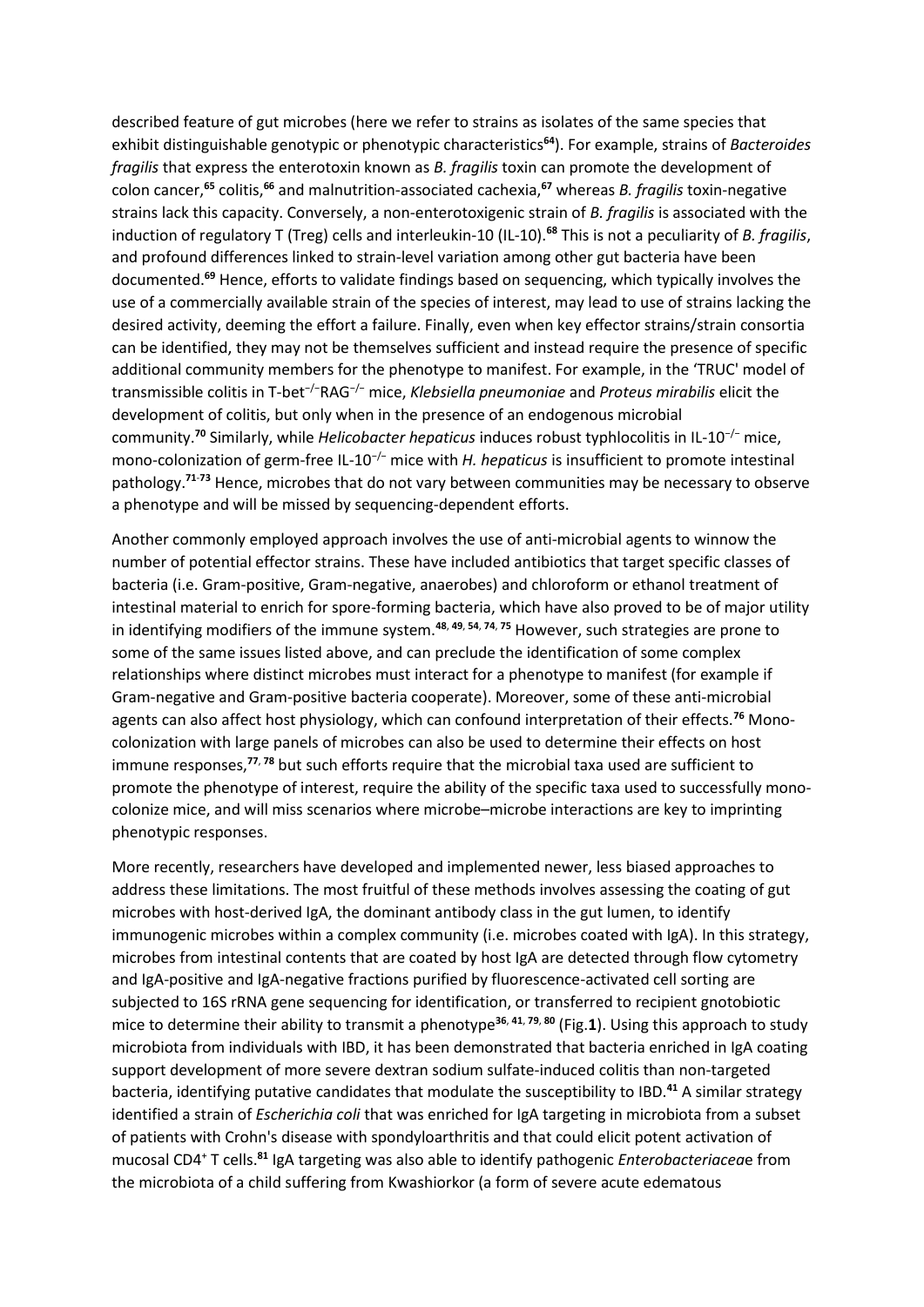described feature of gut microbes (here we refer to strains as isolates of the same species that exhibit distinguishable genotypic or phenotypic characteristics[64]). For example, strains of *Bacteroides fragilis* that express the enterotoxin known as *B. fragilis* toxin can promote the development of colon cancer,[65] colitis,[66] and malnutrition-associated cachexia,[67] whereas *B. fragilis* toxin-negative strains lack this capacity. Conversely, a non-enterotoxigenic strain of *B. fragilis* is associated with the induction of regulatory T (Treg) cells and interleukin-10 (IL-10).[68] This is not a peculiarity of *B. fragilis*, and profound differences linked to strain-level variation among other gut bacteria have been documented.[69] Hence, efforts to validate findings based on sequencing, which typically involves the use of a commercially available strain of the species of interest, may lead to use of strains lacking the desired activity, deeming the effort a failure. Finally, even when key effector strains/strain consortia can be identified, they may not be themselves sufficient and instead require the presence of specific additional community members for the phenotype to manifest. For example, in the 'TRUC' model of transmissible colitis in T-bet$^{-/-}$RAG$^{-/-}$ mice, *Klebsiella pneumoniae* and *Proteus mirabilis* elicit the development of colitis, but only when in the presence of an endogenous microbial community.[70] Similarly, while *Helicobacter hepaticus* induces robust typhlocolitis in IL-10$^{-/-}$ mice, mono-colonization of germ-free IL-10$^{-/-}$ mice with *H. hepaticus* is insufficient to promote intestinal pathology.[71-73] Hence, microbes that do not vary between communities may be necessary to observe a phenotype and will be missed by sequencing-dependent efforts.

Another commonly employed approach involves the use of anti-microbial agents to winnow the number of potential effector strains. These have included antibiotics that target specific classes of bacteria (i.e. Gram-positive, Gram-negative, anaerobes) and chloroform or ethanol treatment of intestinal material to enrich for spore-forming bacteria, which have also proved to be of major utility in identifying modifiers of the immune system.[48, 49, 54, 74, 75] However, such strategies are prone to some of the same issues listed above, and can preclude the identification of some complex relationships where distinct microbes must interact for a phenotype to manifest (for example if Gram-negative and Gram-positive bacteria cooperate). Moreover, some of these anti-microbial agents can also affect host physiology, which can confound interpretation of their effects.[76] Mono-colonization with large panels of microbes can also be used to determine their effects on host immune responses,[77, 78] but such efforts require that the microbial taxa used are sufficient to promote the phenotype of interest, require the ability of the specific taxa used to successfully mono-colonize mice, and will miss scenarios where microbe–microbe interactions are key to imprinting phenotypic responses.

More recently, researchers have developed and implemented newer, less biased approaches to address these limitations. The most fruitful of these methods involves assessing the coating of gut microbes with host-derived IgA, the dominant antibody class in the gut lumen, to identify immunogenic microbes within a complex community (i.e. microbes coated with IgA). In this strategy, microbes from intestinal contents that are coated by host IgA are detected through flow cytometry and IgA-positive and IgA-negative fractions purified by fluorescence-activated cell sorting are subjected to 16S rRNA gene sequencing for identification, or transferred to recipient gnotobiotic mice to determine their ability to transmit a phenotype[36, 41, 79, 80] (Fig. **1**). Using this approach to study microbiota from individuals with IBD, it has been demonstrated that bacteria enriched in IgA coating support development of more severe dextran sodium sulfate-induced colitis than non-targeted bacteria, identifying putative candidates that modulate the susceptibility to IBD.[41] A similar strategy identified a strain of *Escherichia coli* that was enriched for IgA targeting in microbiota from a subset of patients with Crohn's disease with spondyloarthritis and that could elicit potent activation of mucosal CD4$^{+}$ T cells.[81] IgA targeting was also able to identify pathogenic *Enterobacteriacea*e from the microbiota of a child suffering from Kwashiorkor (a form of severe acute edematous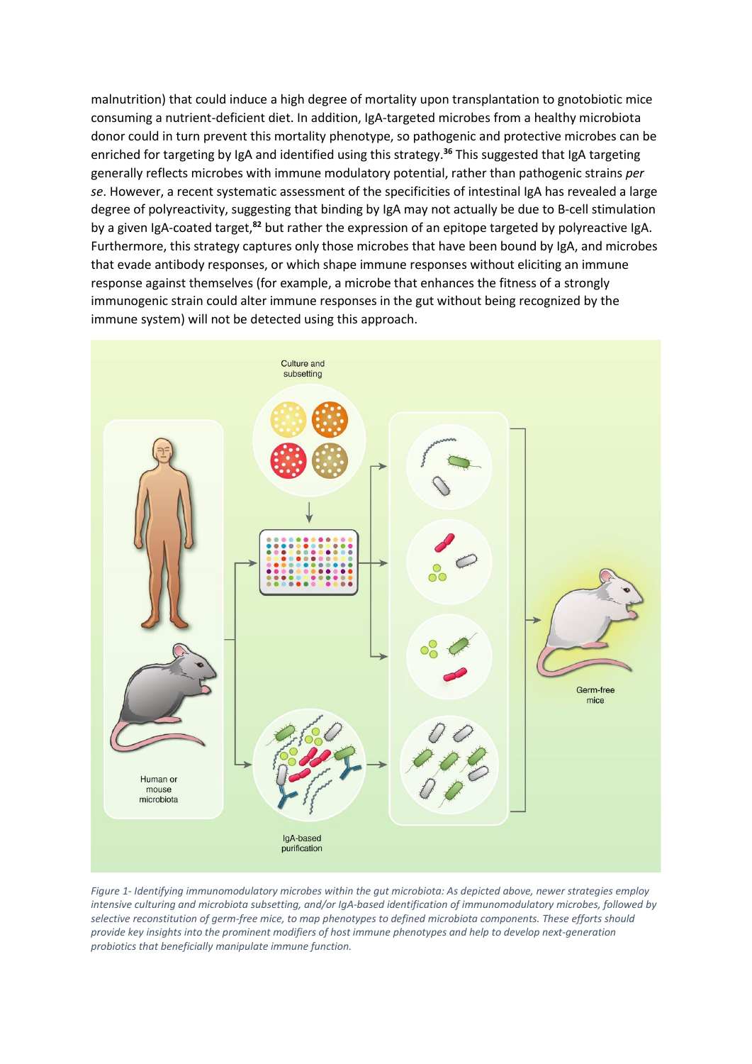malnutrition) that could induce a high degree of mortality upon transplantation to gnotobiotic mice consuming a nutrient-deficient diet. In addition, IgA-targeted microbes from a healthy microbiota donor could in turn prevent this mortality phenotype, so pathogenic and protective microbes can be enriched for targeting by IgA and identified using this strategy.[36] This suggested that IgA targeting generally reflects microbes with immune modulatory potential, rather than pathogenic strains *per se*. However, a recent systematic assessment of the specificities of intestinal IgA has revealed a large degree of polyreactivity, suggesting that binding by IgA may not actually be due to B-cell stimulation by a given IgA-coated target,[82] but rather the expression of an epitope targeted by polyreactive IgA. Furthermore, this strategy captures only those microbes that have been bound by IgA, and microbes that evade antibody responses, or which shape immune responses without eliciting an immune response against themselves (for example, a microbe that enhances the fitness of a strongly immunogenic strain could alter immune responses in the gut without being recognized by the immune system) will not be detected using this approach.

*Figure 1- Identifying immunomodulatory microbes within the gut microbiota: As depicted above, newer strategies employ intensive culturing and microbiota subsetting, and/or IgA-based identification of immunomodulatory microbes, followed by selective reconstitution of germ-free mice, to map phenotypes to defined microbiota components. These efforts should provide key insights into the prominent modifiers of host immune phenotypes and help to develop next-generation probiotics that beneficially manipulate immune function.*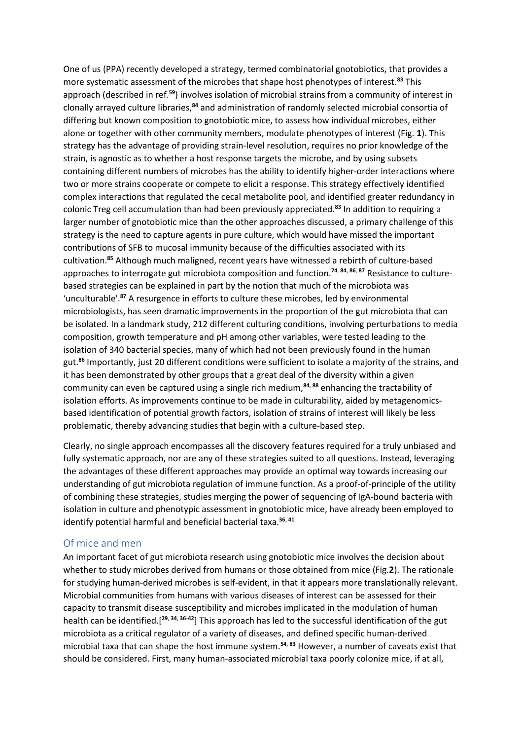One of us (PPA) recently developed a strategy, termed combinatorial gnotobiotics, that provides a more systematic assessment of the microbes that shape host phenotypes of interest.[83] This approach (described in ref.[59]) involves isolation of microbial strains from a community of interest in clonally arrayed culture libraries,[84] and administration of randomly selected microbial consortia of differing but known composition to gnotobiotic mice, to assess how individual microbes, either alone or together with other community members, modulate phenotypes of interest (Fig. **1**). This strategy has the advantage of providing strain-level resolution, requires no prior knowledge of the strain, is agnostic as to whether a host response targets the microbe, and by using subsets containing different numbers of microbes has the ability to identify higher-order interactions where two or more strains cooperate or compete to elicit a response. This strategy effectively identified complex interactions that regulated the cecal metabolite pool, and identified greater redundancy in colonic Treg cell accumulation than had been previously appreciated.[83] In addition to requiring a larger number of gnotobiotic mice than the other approaches discussed, a primary challenge of this strategy is the need to capture agents in pure culture, which would have missed the important contributions of SFB to mucosal immunity because of the difficulties associated with its cultivation.[85] Although much maligned, recent years have witnessed a rebirth of culture-based approaches to interrogate gut microbiota composition and function.[74, 84, 86, 87] Resistance to culture-based strategies can be explained in part by the notion that much of the microbiota was 'unculturable'.[87] A resurgence in efforts to culture these microbes, led by environmental microbiologists, has seen dramatic improvements in the proportion of the gut microbiota that can be isolated. In a landmark study, 212 different culturing conditions, involving perturbations to media composition, growth temperature and pH among other variables, were tested leading to the isolation of 340 bacterial species, many of which had not been previously found in the human gut.[86] Importantly, just 20 different conditions were sufficient to isolate a majority of the strains, and it has been demonstrated by other groups that a great deal of the diversity within a given community can even be captured using a single rich medium,[84, 88] enhancing the tractability of isolation efforts. As improvements continue to be made in culturability, aided by metagenomics-based identification of potential growth factors, isolation of strains of interest will likely be less problematic, thereby advancing studies that begin with a culture-based step.

Clearly, no single approach encompasses all the discovery features required for a truly unbiased and fully systematic approach, nor are any of these strategies suited to all questions. Instead, leveraging the advantages of these different approaches may provide an optimal way towards increasing our understanding of gut microbiota regulation of immune function. As a proof-of-principle of the utility of combining these strategies, studies merging the power of sequencing of IgA-bound bacteria with isolation in culture and phenotypic assessment in gnotobiotic mice, have already been employed to identify potential harmful and beneficial bacterial taxa.[36, 41]

## Of mice and men

An important facet of gut microbiota research using gnotobiotic mice involves the decision about whether to study microbes derived from humans or those obtained from mice (Fig.**2**). The rationale for studying human-derived microbes is self-evident, in that it appears more translationally relevant. Microbial communities from humans with various diseases of interest can be assessed for their capacity to transmit disease susceptibility and microbes implicated in the modulation of human health can be identified.[[29, 34, 36-42]] This approach has led to the successful identification of the gut microbiota as a critical regulator of a variety of diseases, and defined specific human-derived microbial taxa that can shape the host immune system.[54, 83] However, a number of caveats exist that should be considered. First, many human-associated microbial taxa poorly colonize mice, if at all,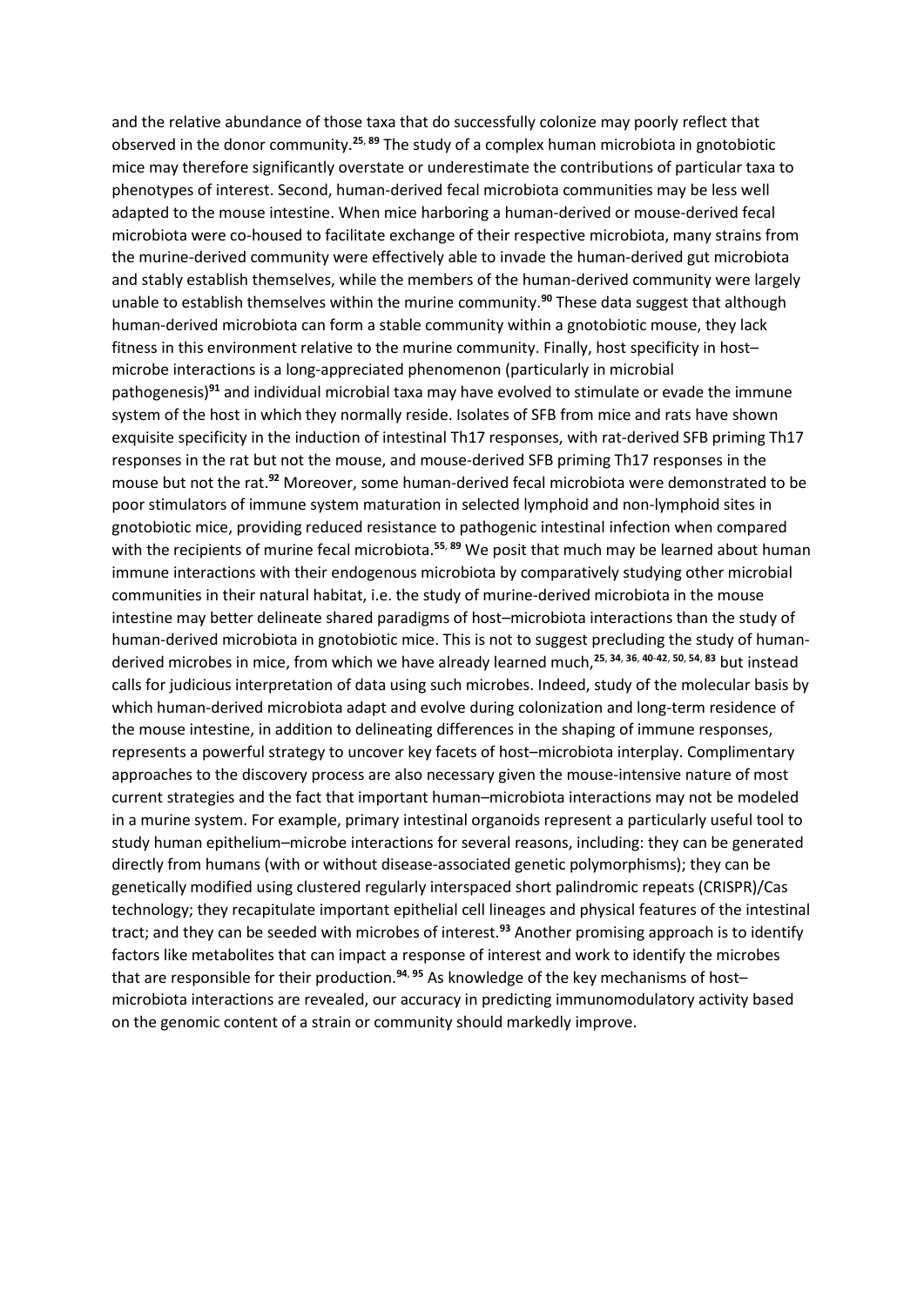and the relative abundance of those taxa that do successfully colonize may poorly reflect that observed in the donor community.[25, 89] The study of a complex human microbiota in gnotobiotic mice may therefore significantly overstate or underestimate the contributions of particular taxa to phenotypes of interest. Second, human-derived fecal microbiota communities may be less well adapted to the mouse intestine. When mice harboring a human-derived or mouse-derived fecal microbiota were co-housed to facilitate exchange of their respective microbiota, many strains from the murine-derived community were effectively able to invade the human-derived gut microbiota and stably establish themselves, while the members of the human-derived community were largely unable to establish themselves within the murine community.[90] These data suggest that although human-derived microbiota can form a stable community within a gnotobiotic mouse, they lack fitness in this environment relative to the murine community. Finally, host specificity in host–microbe interactions is a long-appreciated phenomenon (particularly in microbial pathogenesis)[91] and individual microbial taxa may have evolved to stimulate or evade the immune system of the host in which they normally reside. Isolates of SFB from mice and rats have shown exquisite specificity in the induction of intestinal Th17 responses, with rat-derived SFB priming Th17 responses in the rat but not the mouse, and mouse-derived SFB priming Th17 responses in the mouse but not the rat.[92] Moreover, some human-derived fecal microbiota were demonstrated to be poor stimulators of immune system maturation in selected lymphoid and non-lymphoid sites in gnotobiotic mice, providing reduced resistance to pathogenic intestinal infection when compared with the recipients of murine fecal microbiota.[55, 89] We posit that much may be learned about human immune interactions with their endogenous microbiota by comparatively studying other microbial communities in their natural habitat, i.e. the study of murine-derived microbiota in the mouse intestine may better delineate shared paradigms of host–microbiota interactions than the study of human-derived microbiota in gnotobiotic mice. This is not to suggest precluding the study of human-derived microbes in mice, from which we have already learned much,[25, 34, 36, 40-42, 50, 54, 83] but instead calls for judicious interpretation of data using such microbes. Indeed, study of the molecular basis by which human-derived microbiota adapt and evolve during colonization and long-term residence of the mouse intestine, in addition to delineating differences in the shaping of immune responses, represents a powerful strategy to uncover key facets of host–microbiota interplay. Complimentary approaches to the discovery process are also necessary given the mouse-intensive nature of most current strategies and the fact that important human–microbiota interactions may not be modeled in a murine system. For example, primary intestinal organoids represent a particularly useful tool to study human epithelium–microbe interactions for several reasons, including: they can be generated directly from humans (with or without disease-associated genetic polymorphisms); they can be genetically modified using clustered regularly interspaced short palindromic repeats (CRISPR)/Cas technology; they recapitulate important epithelial cell lineages and physical features of the intestinal tract; and they can be seeded with microbes of interest.[93] Another promising approach is to identify factors like metabolites that can impact a response of interest and work to identify the microbes that are responsible for their production.[94, 95] As knowledge of the key mechanisms of host–microbiota interactions are revealed, our accuracy in predicting immunomodulatory activity based on the genomic content of a strain or community should markedly improve.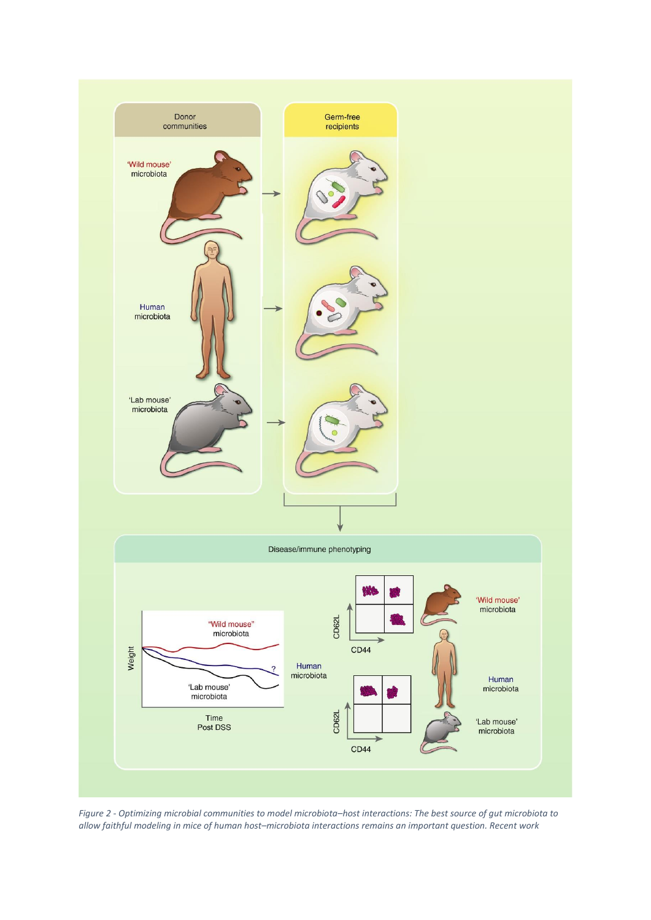Donor communities

Germ-free recipients

'Wild mouse' microbiota

Human microbiota

'Lab mouse' microbiota

Disease/immune phenotyping

Weight

"Wild mouse" microbiota

Human microbiota

?

'Lab mouse' microbiota

Time
Post DSS

CD62L

CD44

'Wild mouse' microbiota

Human microbiota

'Lab mouse' microbiota

*Figure 2 - Optimizing microbial communities to model microbiota–host interactions: The best source of gut microbiota to allow faithful modeling in mice of human host–microbiota interactions remains an important question. Recent work*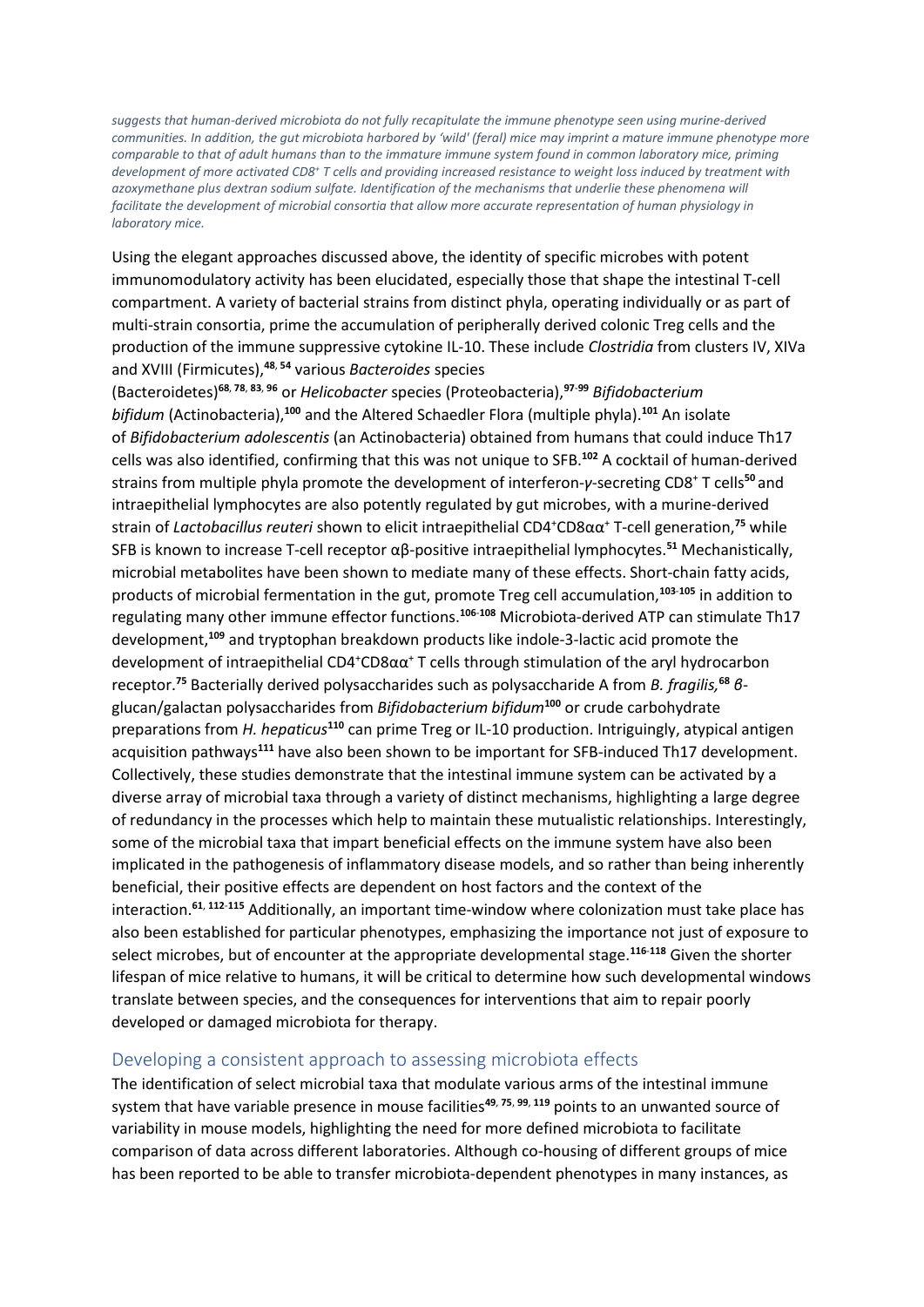*suggests that human-derived microbiota do not fully recapitulate the immune phenotype seen using murine-derived communities. In addition, the gut microbiota harbored by 'wild' (feral) mice may imprint a mature immune phenotype more comparable to that of adult humans than to the immature immune system found in common laboratory mice, priming development of more activated CD8⁺ T cells and providing increased resistance to weight loss induced by treatment with azoxymethane plus dextran sodium sulfate. Identification of the mechanisms that underlie these phenomena will facilitate the development of microbial consortia that allow more accurate representation of human physiology in laboratory mice.*

Using the elegant approaches discussed above, the identity of specific microbes with potent immunomodulatory activity has been elucidated, especially those that shape the intestinal T-cell compartment. A variety of bacterial strains from distinct phyla, operating individually or as part of multi-strain consortia, prime the accumulation of peripherally derived colonic Treg cells and the production of the immune suppressive cytokine IL-10. These include *Clostridia* from clusters IV, XIVa and XVIII (Firmicutes),[48, 54] various *Bacteroides* species (Bacteroidetes)[68, 78, 83, 96] or *Helicobacter* species (Proteobacteria),[97-99] *Bifidobacterium bifidum* (Actinobacteria),[100] and the Altered Schaedler Flora (multiple phyla).[101] An isolate of *Bifidobacterium adolescentis* (an Actinobacteria) obtained from humans that could induce Th17 cells was also identified, confirming that this was not unique to SFB.[102] A cocktail of human-derived strains from multiple phyla promote the development of interferon-γ-secreting CD8⁺ T cells[50] and intraepithelial lymphocytes are also potently regulated by gut microbes, with a murine-derived strain of *Lactobacillus reuteri* shown to elicit intraepithelial CD4⁺CD8αα⁺ T-cell generation,[75] while SFB is known to increase T-cell receptor αβ-positive intraepithelial lymphocytes.[51] Mechanistically, microbial metabolites have been shown to mediate many of these effects. Short-chain fatty acids, products of microbial fermentation in the gut, promote Treg cell accumulation,[103-105] in addition to regulating many other immune effector functions.[106-108] Microbiota-derived ATP can stimulate Th17 development,[109] and tryptophan breakdown products like indole-3-lactic acid promote the development of intraepithelial CD4⁺CD8αα⁺ T cells through stimulation of the aryl hydrocarbon receptor.[75] Bacterially derived polysaccharides such as polysaccharide A from *B. fragilis,*[68] *β*-glucan/galactan polysaccharides from *Bifidobacterium bifidum*[100] or crude carbohydrate preparations from *H. hepaticus*[110] can prime Treg or IL-10 production. Intriguingly, atypical antigen acquisition pathways[111] have also been shown to be important for SFB-induced Th17 development. Collectively, these studies demonstrate that the intestinal immune system can be activated by a diverse array of microbial taxa through a variety of distinct mechanisms, highlighting a large degree of redundancy in the processes which help to maintain these mutualistic relationships. Interestingly, some of the microbial taxa that impart beneficial effects on the immune system have also been implicated in the pathogenesis of inflammatory disease models, and so rather than being inherently beneficial, their positive effects are dependent on host factors and the context of the interaction.[61, 112-115] Additionally, an important time-window where colonization must take place has also been established for particular phenotypes, emphasizing the importance not just of exposure to select microbes, but of encounter at the appropriate developmental stage.[116-118] Given the shorter lifespan of mice relative to humans, it will be critical to determine how such developmental windows translate between species, and the consequences for interventions that aim to repair poorly developed or damaged microbiota for therapy.

## Developing a consistent approach to assessing microbiota effects

The identification of select microbial taxa that modulate various arms of the intestinal immune system that have variable presence in mouse facilities[49, 75, 99, 119] points to an unwanted source of variability in mouse models, highlighting the need for more defined microbiota to facilitate comparison of data across different laboratories. Although co-housing of different groups of mice has been reported to be able to transfer microbiota-dependent phenotypes in many instances, as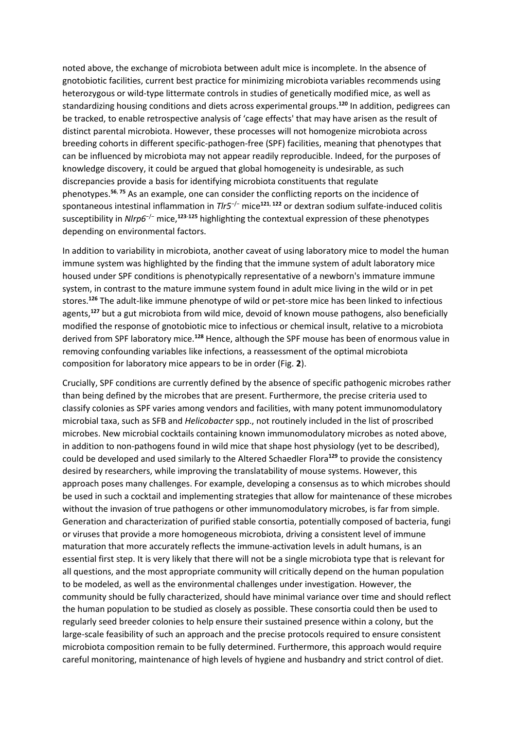noted above, the exchange of microbiota between adult mice is incomplete. In the absence of gnotobiotic facilities, current best practice for minimizing microbiota variables recommends using heterozygous or wild-type littermate controls in studies of genetically modified mice, as well as standardizing housing conditions and diets across experimental groups.[120] In addition, pedigrees can be tracked, to enable retrospective analysis of 'cage effects' that may have arisen as the result of distinct parental microbiota. However, these processes will not homogenize microbiota across breeding cohorts in different specific-pathogen-free (SPF) facilities, meaning that phenotypes that can be influenced by microbiota may not appear readily reproducible. Indeed, for the purposes of knowledge discovery, it could be argued that global homogeneity is undesirable, as such discrepancies provide a basis for identifying microbiota constituents that regulate phenotypes.[56, 75] As an example, one can consider the conflicting reports on the incidence of spontaneous intestinal inflammation in *Tlr5*$^{-/-}$ mice[121, 122] or dextran sodium sulfate-induced colitis susceptibility in *Nlrp6*$^{-/-}$ mice,[123-125] highlighting the contextual expression of these phenotypes depending on environmental factors.

In addition to variability in microbiota, another caveat of using laboratory mice to model the human immune system was highlighted by the finding that the immune system of adult laboratory mice housed under SPF conditions is phenotypically representative of a newborn's immature immune system, in contrast to the mature immune system found in adult mice living in the wild or in pet stores.[126] The adult-like immune phenotype of wild or pet-store mice has been linked to infectious agents,[127] but a gut microbiota from wild mice, devoid of known mouse pathogens, also beneficially modified the response of gnotobiotic mice to infectious or chemical insult, relative to a microbiota derived from SPF laboratory mice.[128] Hence, although the SPF mouse has been of enormous value in removing confounding variables like infections, a reassessment of the optimal microbiota composition for laboratory mice appears to be in order (Fig. **2**).

Crucially, SPF conditions are currently defined by the absence of specific pathogenic microbes rather than being defined by the microbes that are present. Furthermore, the precise criteria used to classify colonies as SPF varies among vendors and facilities, with many potent immunomodulatory microbial taxa, such as SFB and *Helicobacter* spp., not routinely included in the list of proscribed microbes. New microbial cocktails containing known immunomodulatory microbes as noted above, in addition to non-pathogens found in wild mice that shape host physiology (yet to be described), could be developed and used similarly to the Altered Schaedler Flora[129] to provide the consistency desired by researchers, while improving the translatability of mouse systems. However, this approach poses many challenges. For example, developing a consensus as to which microbes should be used in such a cocktail and implementing strategies that allow for maintenance of these microbes without the invasion of true pathogens or other immunomodulatory microbes, is far from simple. Generation and characterization of purified stable consortia, potentially composed of bacteria, fungi or viruses that provide a more homogeneous microbiota, driving a consistent level of immune maturation that more accurately reflects the immune-activation levels in adult humans, is an essential first step. It is very likely that there will not be a single microbiota type that is relevant for all questions, and the most appropriate community will critically depend on the human population to be modeled, as well as the environmental challenges under investigation. However, the community should be fully characterized, should have minimal variance over time and should reflect the human population to be studied as closely as possible. These consortia could then be used to regularly seed breeder colonies to help ensure their sustained presence within a colony, but the large-scale feasibility of such an approach and the precise protocols required to ensure consistent microbiota composition remain to be fully determined. Furthermore, this approach would require careful monitoring, maintenance of high levels of hygiene and husbandry and strict control of diet.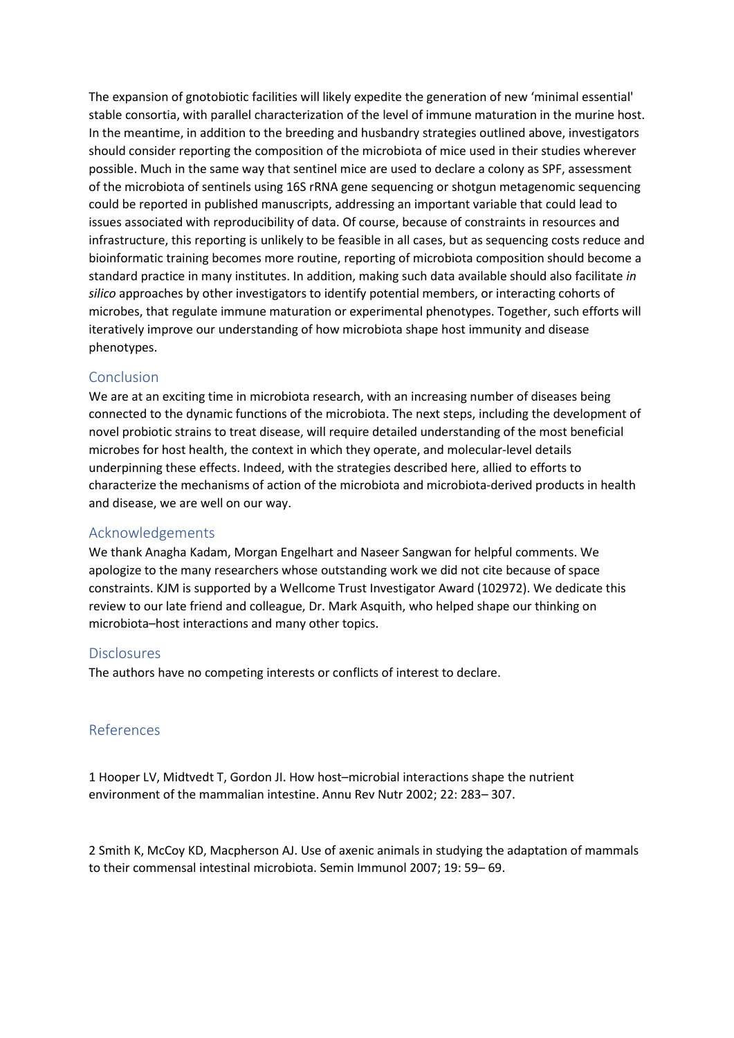The expansion of gnotobiotic facilities will likely expedite the generation of new 'minimal essential' stable consortia, with parallel characterization of the level of immune maturation in the murine host. In the meantime, in addition to the breeding and husbandry strategies outlined above, investigators should consider reporting the composition of the microbiota of mice used in their studies wherever possible. Much in the same way that sentinel mice are used to declare a colony as SPF, assessment of the microbiota of sentinels using 16S rRNA gene sequencing or shotgun metagenomic sequencing could be reported in published manuscripts, addressing an important variable that could lead to issues associated with reproducibility of data. Of course, because of constraints in resources and infrastructure, this reporting is unlikely to be feasible in all cases, but as sequencing costs reduce and bioinformatic training becomes more routine, reporting of microbiota composition should become a standard practice in many institutes. In addition, making such data available should also facilitate *in silico* approaches by other investigators to identify potential members, or interacting cohorts of microbes, that regulate immune maturation or experimental phenotypes. Together, such efforts will iteratively improve our understanding of how microbiota shape host immunity and disease phenotypes.

## Conclusion

We are at an exciting time in microbiota research, with an increasing number of diseases being connected to the dynamic functions of the microbiota. The next steps, including the development of novel probiotic strains to treat disease, will require detailed understanding of the most beneficial microbes for host health, the context in which they operate, and molecular-level details underpinning these effects. Indeed, with the strategies described here, allied to efforts to characterize the mechanisms of action of the microbiota and microbiota-derived products in health and disease, we are well on our way.

## Acknowledgements

We thank Anagha Kadam, Morgan Engelhart and Naseer Sangwan for helpful comments. We apologize to the many researchers whose outstanding work we did not cite because of space constraints. KJM is supported by a Wellcome Trust Investigator Award (102972). We dedicate this review to our late friend and colleague, Dr. Mark Asquith, who helped shape our thinking on microbiota–host interactions and many other topics.

## Disclosures

The authors have no competing interests or conflicts of interest to declare.

## References

1 Hooper LV, Midtvedt T, Gordon JI. How host–microbial interactions shape the nutrient environment of the mammalian intestine. Annu Rev Nutr 2002; 22: 283– 307.

2 Smith K, McCoy KD, Macpherson AJ. Use of axenic animals in studying the adaptation of mammals to their commensal intestinal microbiota. Semin Immunol 2007; 19: 59– 69.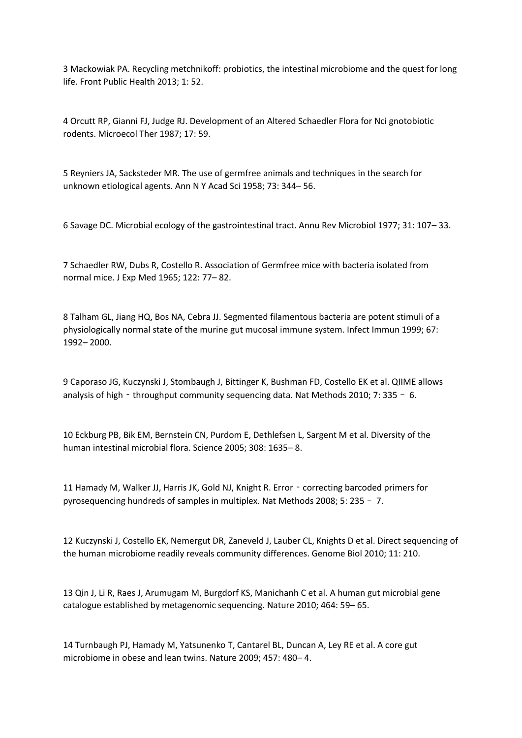3 Mackowiak PA. Recycling metchnikoff: probiotics, the intestinal microbiome and the quest for long life. Front Public Health 2013; 1: 52.

4 Orcutt RP, Gianni FJ, Judge RJ. Development of an Altered Schaedler Flora for Nci gnotobiotic rodents. Microecol Ther 1987; 17: 59.

5 Reyniers JA, Sacksteder MR. The use of germfree animals and techniques in the search for unknown etiological agents. Ann N Y Acad Sci 1958; 73: 344– 56.

6 Savage DC. Microbial ecology of the gastrointestinal tract. Annu Rev Microbiol 1977; 31: 107– 33.

7 Schaedler RW, Dubs R, Costello R. Association of Germfree mice with bacteria isolated from normal mice. J Exp Med 1965; 122: 77– 82.

8 Talham GL, Jiang HQ, Bos NA, Cebra JJ. Segmented filamentous bacteria are potent stimuli of a physiologically normal state of the murine gut mucosal immune system. Infect Immun 1999; 67: 1992– 2000.

9 Caporaso JG, Kuczynski J, Stombaugh J, Bittinger K, Bushman FD, Costello EK et al. QIIME allows analysis of high - throughput community sequencing data. Nat Methods 2010; 7: 335 - 6.

10 Eckburg PB, Bik EM, Bernstein CN, Purdom E, Dethlefsen L, Sargent M et al. Diversity of the human intestinal microbial flora. Science 2005; 308: 1635– 8.

11 Hamady M, Walker JJ, Harris JK, Gold NJ, Knight R. Error - correcting barcoded primers for pyrosequencing hundreds of samples in multiplex. Nat Methods 2008; 5: 235 - 7.

12 Kuczynski J, Costello EK, Nemergut DR, Zaneveld J, Lauber CL, Knights D et al. Direct sequencing of the human microbiome readily reveals community differences. Genome Biol 2010; 11: 210.

13 Qin J, Li R, Raes J, Arumugam M, Burgdorf KS, Manichanh C et al. A human gut microbial gene catalogue established by metagenomic sequencing. Nature 2010; 464: 59– 65.

14 Turnbaugh PJ, Hamady M, Yatsunenko T, Cantarel BL, Duncan A, Ley RE et al. A core gut microbiome in obese and lean twins. Nature 2009; 457: 480– 4.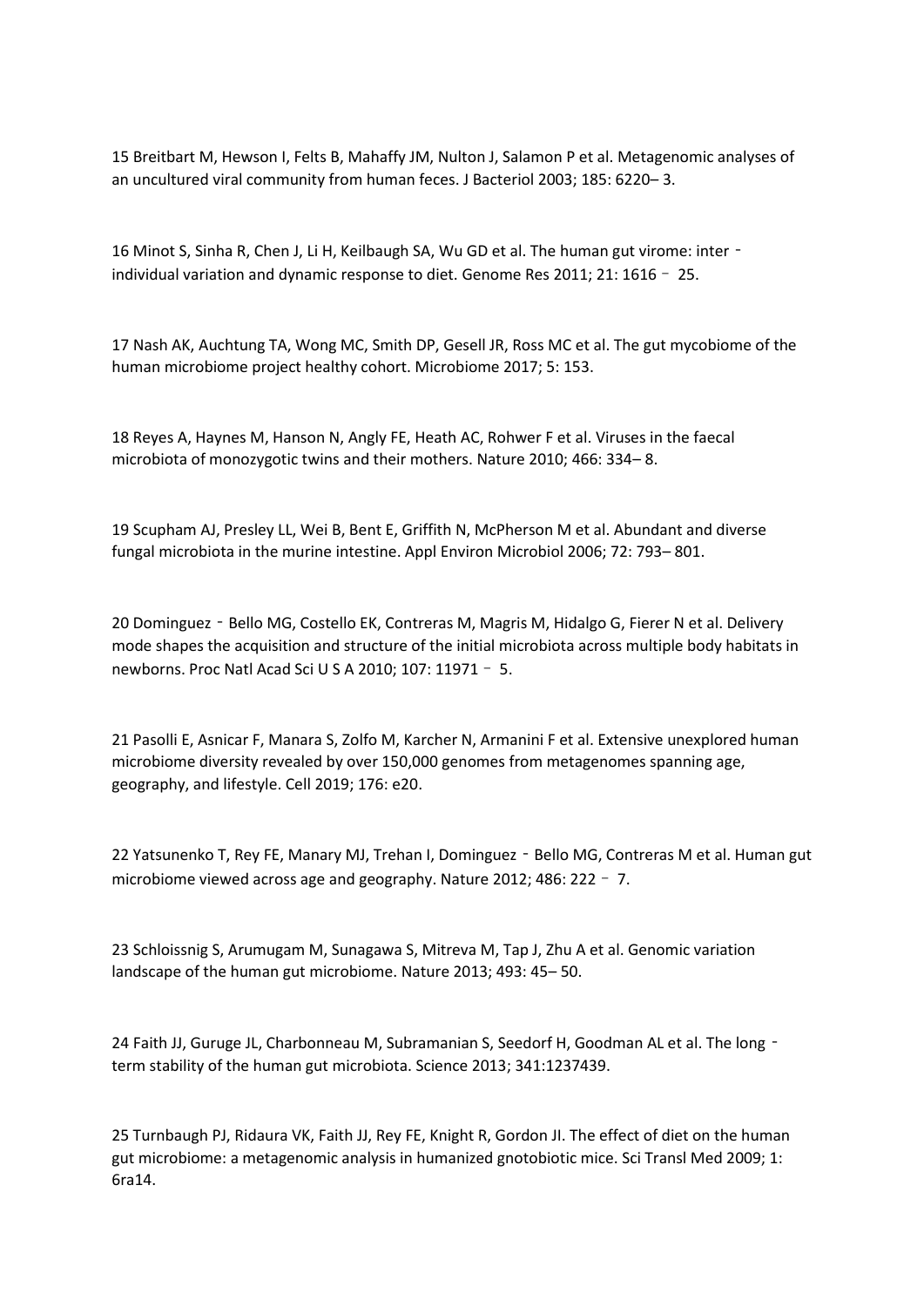15 Breitbart M, Hewson I, Felts B, Mahaffy JM, Nulton J, Salamon P et al. Metagenomic analyses of an uncultured viral community from human feces. J Bacteriol 2003; 185: 6220– 3.

16 Minot S, Sinha R, Chen J, Li H, Keilbaugh SA, Wu GD et al. The human gut virome: inter‐individual variation and dynamic response to diet. Genome Res 2011; 21: 1616‐25.

17 Nash AK, Auchtung TA, Wong MC, Smith DP, Gesell JR, Ross MC et al. The gut mycobiome of the human microbiome project healthy cohort. Microbiome 2017; 5: 153.

18 Reyes A, Haynes M, Hanson N, Angly FE, Heath AC, Rohwer F et al. Viruses in the faecal microbiota of monozygotic twins and their mothers. Nature 2010; 466: 334– 8.

19 Scupham AJ, Presley LL, Wei B, Bent E, Griffith N, McPherson M et al. Abundant and diverse fungal microbiota in the murine intestine. Appl Environ Microbiol 2006; 72: 793– 801.

20 Dominguez‐Bello MG, Costello EK, Contreras M, Magris M, Hidalgo G, Fierer N et al. Delivery mode shapes the acquisition and structure of the initial microbiota across multiple body habitats in newborns. Proc Natl Acad Sci U S A 2010; 107: 11971‐5.

21 Pasolli E, Asnicar F, Manara S, Zolfo M, Karcher N, Armanini F et al. Extensive unexplored human microbiome diversity revealed by over 150,000 genomes from metagenomes spanning age, geography, and lifestyle. Cell 2019; 176: e20.

22 Yatsunenko T, Rey FE, Manary MJ, Trehan I, Dominguez‐Bello MG, Contreras M et al. Human gut microbiome viewed across age and geography. Nature 2012; 486: 222‐7.

23 Schloissnig S, Arumugam M, Sunagawa S, Mitreva M, Tap J, Zhu A et al. Genomic variation landscape of the human gut microbiome. Nature 2013; 493: 45– 50.

24 Faith JJ, Guruge JL, Charbonneau M, Subramanian S, Seedorf H, Goodman AL et al. The long‐term stability of the human gut microbiota. Science 2013; 341:1237439.

25 Turnbaugh PJ, Ridaura VK, Faith JJ, Rey FE, Knight R, Gordon JI. The effect of diet on the human gut microbiome: a metagenomic analysis in humanized gnotobiotic mice. Sci Transl Med 2009; 1: 6ra14.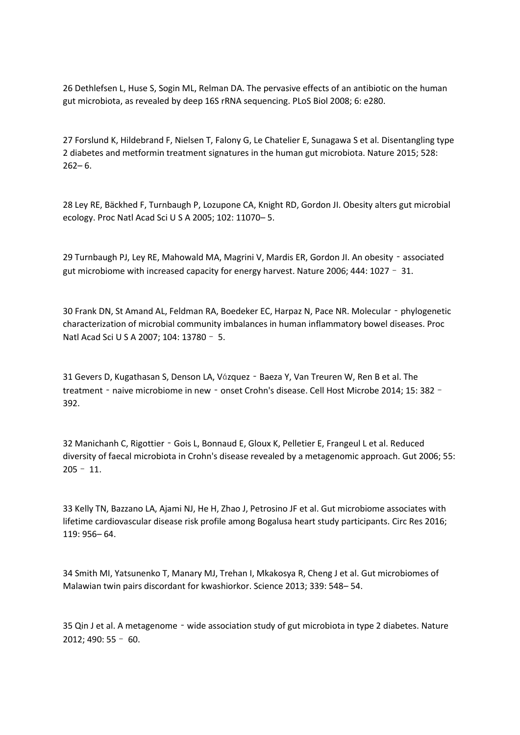26 Dethlefsen L, Huse S, Sogin ML, Relman DA. The pervasive effects of an antibiotic on the human gut microbiota, as revealed by deep 16S rRNA sequencing. PLoS Biol 2008; 6: e280.

27 Forslund K, Hildebrand F, Nielsen T, Falony G, Le Chatelier E, Sunagawa S et al. Disentangling type 2 diabetes and metformin treatment signatures in the human gut microbiota. Nature 2015; 528: 262– 6.

28 Ley RE, Bäckhed F, Turnbaugh P, Lozupone CA, Knight RD, Gordon JI. Obesity alters gut microbial ecology. Proc Natl Acad Sci U S A 2005; 102: 11070– 5.

29 Turnbaugh PJ, Ley RE, Mahowald MA, Magrini V, Mardis ER, Gordon JI. An obesity ‐ associated gut microbiome with increased capacity for energy harvest. Nature 2006; 444: 1027 ‐ 31.

30 Frank DN, St Amand AL, Feldman RA, Boedeker EC, Harpaz N, Pace NR. Molecular ‐ phylogenetic characterization of microbial community imbalances in human inflammatory bowel diseases. Proc Natl Acad Sci U S A 2007; 104: 13780 ‐ 5.

31 Gevers D, Kugathasan S, Denson LA, Vázquez ‐ Baeza Y, Van Treuren W, Ren B et al. The treatment ‐ naive microbiome in new ‐ onset Crohn's disease. Cell Host Microbe 2014; 15: 382 ‐ 392.

32 Manichanh C, Rigottier ‐ Gois L, Bonnaud E, Gloux K, Pelletier E, Frangeul L et al. Reduced diversity of faecal microbiota in Crohn's disease revealed by a metagenomic approach. Gut 2006; 55: 205 ‐ 11.

33 Kelly TN, Bazzano LA, Ajami NJ, He H, Zhao J, Petrosino JF et al. Gut microbiome associates with lifetime cardiovascular disease risk profile among Bogalusa heart study participants. Circ Res 2016; 119: 956– 64.

34 Smith MI, Yatsunenko T, Manary MJ, Trehan I, Mkakosya R, Cheng J et al. Gut microbiomes of Malawian twin pairs discordant for kwashiorkor. Science 2013; 339: 548– 54.

35 Qin J et al. A metagenome ‐ wide association study of gut microbiota in type 2 diabetes. Nature 2012; 490: 55 ‐ 60.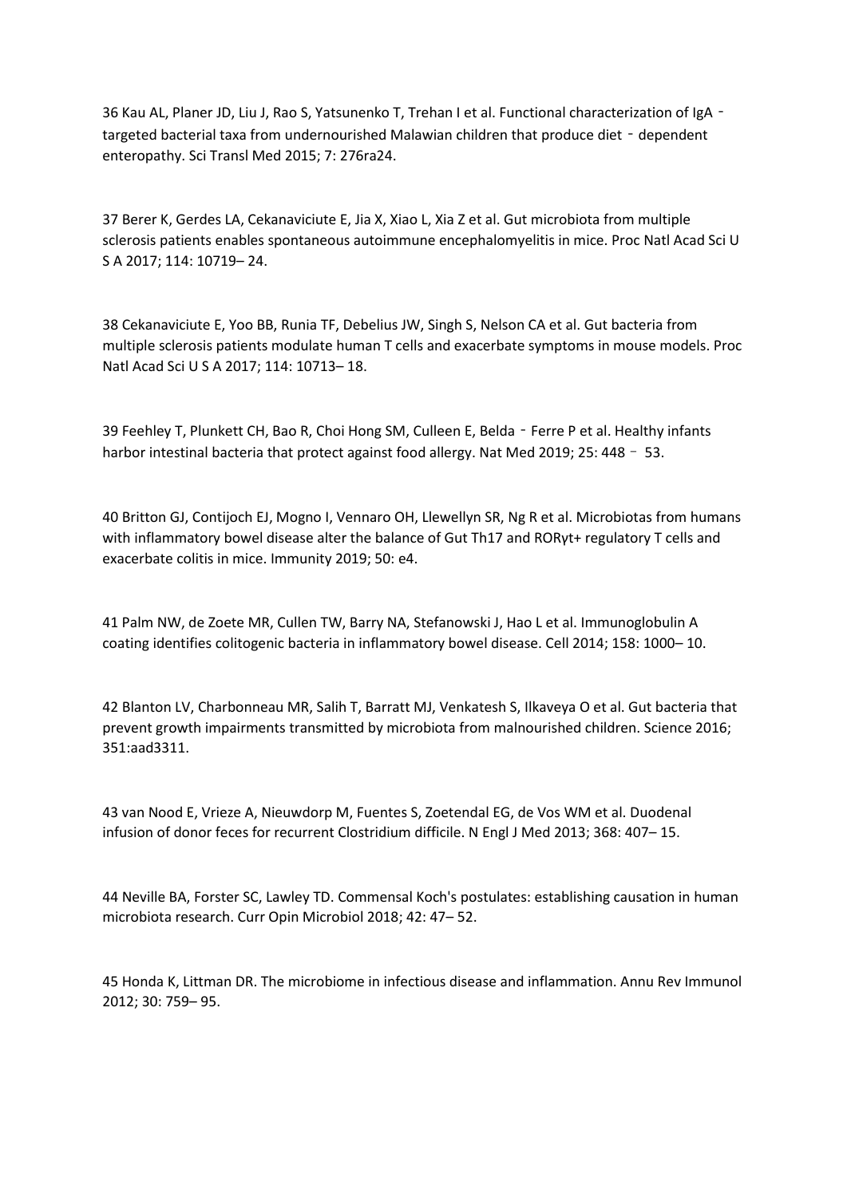36 Kau AL, Planer JD, Liu J, Rao S, Yatsunenko T, Trehan I et al. Functional characterization of IgA‐targeted bacterial taxa from undernourished Malawian children that produce diet‐dependent enteropathy. Sci Transl Med 2015; 7: 276ra24.

37 Berer K, Gerdes LA, Cekanaviciute E, Jia X, Xiao L, Xia Z et al. Gut microbiota from multiple sclerosis patients enables spontaneous autoimmune encephalomyelitis in mice. Proc Natl Acad Sci U S A 2017; 114: 10719– 24.

38 Cekanaviciute E, Yoo BB, Runia TF, Debelius JW, Singh S, Nelson CA et al. Gut bacteria from multiple sclerosis patients modulate human T cells and exacerbate symptoms in mouse models. Proc Natl Acad Sci U S A 2017; 114: 10713– 18.

39 Feehley T, Plunkett CH, Bao R, Choi Hong SM, Culleen E, Belda‐Ferre P et al. Healthy infants harbor intestinal bacteria that protect against food allergy. Nat Med 2019; 25: 448‐ 53.

40 Britton GJ, Contijoch EJ, Mogno I, Vennaro OH, Llewellyn SR, Ng R et al. Microbiotas from humans with inflammatory bowel disease alter the balance of Gut Th17 and RORγt+ regulatory T cells and exacerbate colitis in mice. Immunity 2019; 50: e4.

41 Palm NW, de Zoete MR, Cullen TW, Barry NA, Stefanowski J, Hao L et al. Immunoglobulin A coating identifies colitogenic bacteria in inflammatory bowel disease. Cell 2014; 158: 1000– 10.

42 Blanton LV, Charbonneau MR, Salih T, Barratt MJ, Venkatesh S, Ilkaveya O et al. Gut bacteria that prevent growth impairments transmitted by microbiota from malnourished children. Science 2016; 351:aad3311.

43 van Nood E, Vrieze A, Nieuwdorp M, Fuentes S, Zoetendal EG, de Vos WM et al. Duodenal infusion of donor feces for recurrent Clostridium difficile. N Engl J Med 2013; 368: 407– 15.

44 Neville BA, Forster SC, Lawley TD. Commensal Koch's postulates: establishing causation in human microbiota research. Curr Opin Microbiol 2018; 42: 47– 52.

45 Honda K, Littman DR. The microbiome in infectious disease and inflammation. Annu Rev Immunol 2012; 30: 759– 95.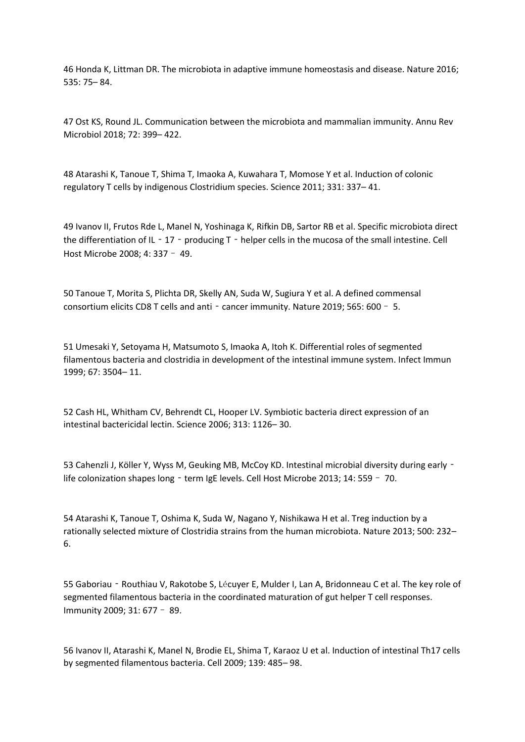46 Honda K, Littman DR. The microbiota in adaptive immune homeostasis and disease. Nature 2016; 535: 75– 84.

47 Ost KS, Round JL. Communication between the microbiota and mammalian immunity. Annu Rev Microbiol 2018; 72: 399– 422.

48 Atarashi K, Tanoue T, Shima T, Imaoka A, Kuwahara T, Momose Y et al. Induction of colonic regulatory T cells by indigenous Clostridium species. Science 2011; 331: 337– 41.

49 Ivanov II, Frutos Rde L, Manel N, Yoshinaga K, Rifkin DB, Sartor RB et al. Specific microbiota direct the differentiation of IL‐17‐producing T‐helper cells in the mucosa of the small intestine. Cell Host Microbe 2008; 4: 337‐ 49.

50 Tanoue T, Morita S, Plichta DR, Skelly AN, Suda W, Sugiura Y et al. A defined commensal consortium elicits CD8 T cells and anti‐cancer immunity. Nature 2019; 565: 600‐ 5.

51 Umesaki Y, Setoyama H, Matsumoto S, Imaoka A, Itoh K. Differential roles of segmented filamentous bacteria and clostridia in development of the intestinal immune system. Infect Immun 1999; 67: 3504– 11.

52 Cash HL, Whitham CV, Behrendt CL, Hooper LV. Symbiotic bacteria direct expression of an intestinal bactericidal lectin. Science 2006; 313: 1126– 30.

53 Cahenzli J, Köller Y, Wyss M, Geuking MB, McCoy KD. Intestinal microbial diversity during early‐life colonization shapes long‐term IgE levels. Cell Host Microbe 2013; 14: 559‐ 70.

54 Atarashi K, Tanoue T, Oshima K, Suda W, Nagano Y, Nishikawa H et al. Treg induction by a rationally selected mixture of Clostridia strains from the human microbiota. Nature 2013; 500: 232– 6.

55 Gaboriau‐Routhiau V, Rakotobe S, Lécuyer E, Mulder I, Lan A, Bridonneau C et al. The key role of segmented filamentous bacteria in the coordinated maturation of gut helper T cell responses. Immunity 2009; 31: 677‐ 89.

56 Ivanov II, Atarashi K, Manel N, Brodie EL, Shima T, Karaoz U et al. Induction of intestinal Th17 cells by segmented filamentous bacteria. Cell 2009; 139: 485– 98.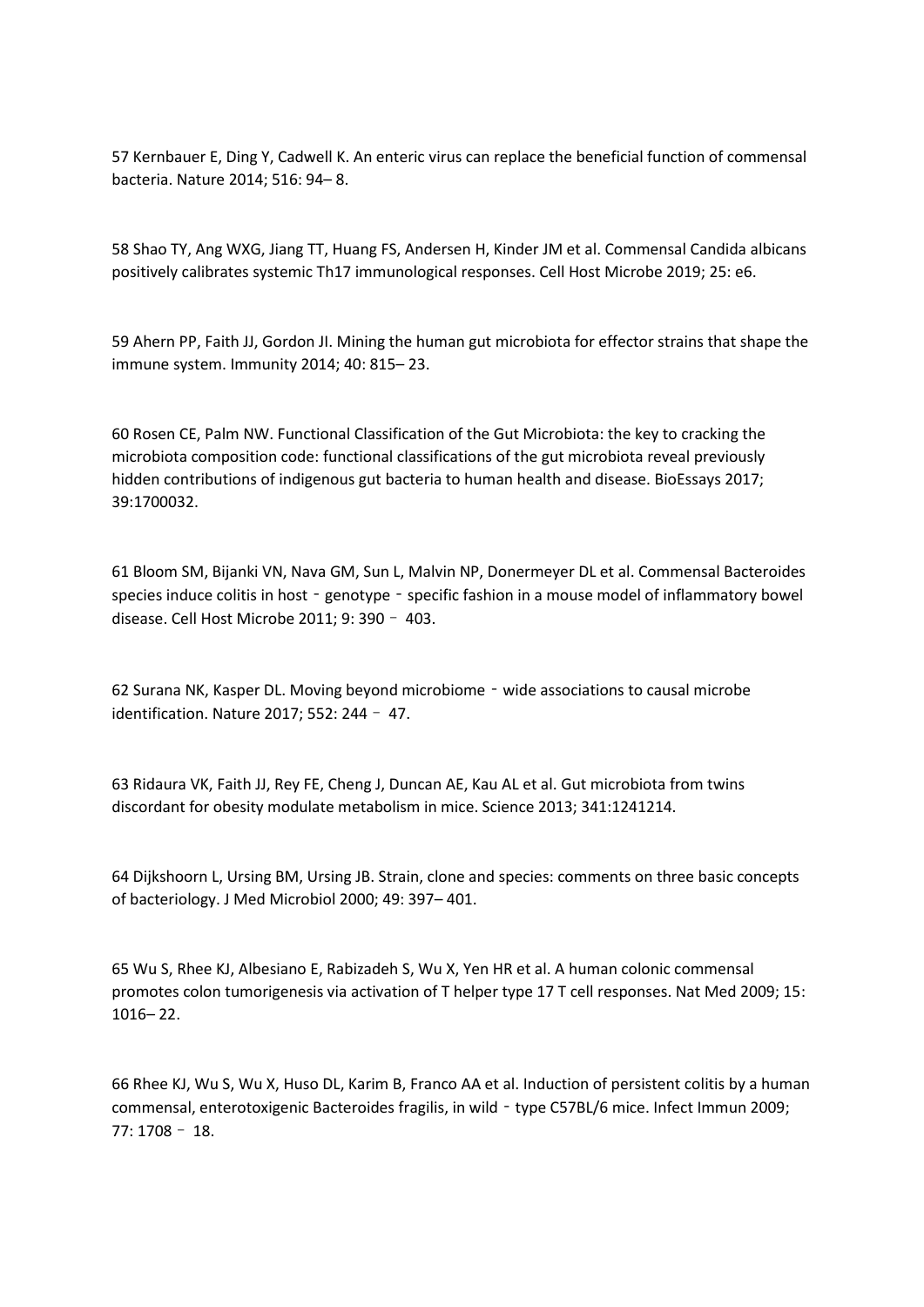57 Kernbauer E, Ding Y, Cadwell K. An enteric virus can replace the beneficial function of commensal bacteria. Nature 2014; 516: 94– 8.

58 Shao TY, Ang WXG, Jiang TT, Huang FS, Andersen H, Kinder JM et al. Commensal Candida albicans positively calibrates systemic Th17 immunological responses. Cell Host Microbe 2019; 25: e6.

59 Ahern PP, Faith JJ, Gordon JI. Mining the human gut microbiota for effector strains that shape the immune system. Immunity 2014; 40: 815– 23.

60 Rosen CE, Palm NW. Functional Classification of the Gut Microbiota: the key to cracking the microbiota composition code: functional classifications of the gut microbiota reveal previously hidden contributions of indigenous gut bacteria to human health and disease. BioEssays 2017; 39:1700032.

61 Bloom SM, Bijanki VN, Nava GM, Sun L, Malvin NP, Donermeyer DL et al. Commensal Bacteroides species induce colitis in host ‐ genotype ‐ specific fashion in a mouse model of inflammatory bowel disease. Cell Host Microbe 2011; 9: 390 ‐ 403.

62 Surana NK, Kasper DL. Moving beyond microbiome ‐ wide associations to causal microbe identification. Nature 2017; 552: 244 ‐ 47.

63 Ridaura VK, Faith JJ, Rey FE, Cheng J, Duncan AE, Kau AL et al. Gut microbiota from twins discordant for obesity modulate metabolism in mice. Science 2013; 341:1241214.

64 Dijkshoorn L, Ursing BM, Ursing JB. Strain, clone and species: comments on three basic concepts of bacteriology. J Med Microbiol 2000; 49: 397– 401.

65 Wu S, Rhee KJ, Albesiano E, Rabizadeh S, Wu X, Yen HR et al. A human colonic commensal promotes colon tumorigenesis via activation of T helper type 17 T cell responses. Nat Med 2009; 15: 1016– 22.

66 Rhee KJ, Wu S, Wu X, Huso DL, Karim B, Franco AA et al. Induction of persistent colitis by a human commensal, enterotoxigenic Bacteroides fragilis, in wild ‐ type C57BL/6 mice. Infect Immun 2009; 77: 1708 ‐ 18.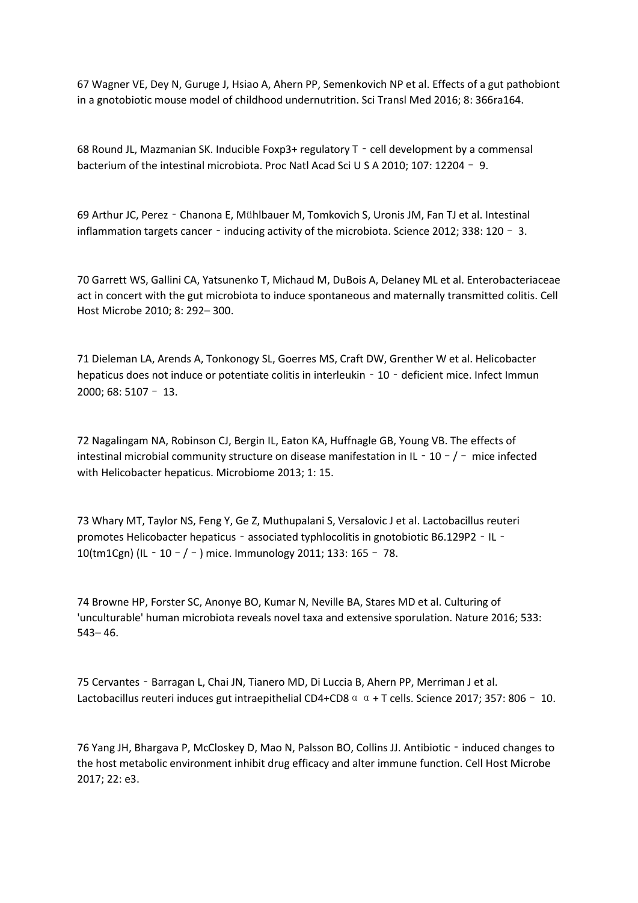67 Wagner VE, Dey N, Guruge J, Hsiao A, Ahern PP, Semenkovich NP et al. Effects of a gut pathobiont in a gnotobiotic mouse model of childhood undernutrition. Sci Transl Med 2016; 8: 366ra164.

68 Round JL, Mazmanian SK. Inducible Foxp3+ regulatory T ‐ cell development by a commensal bacterium of the intestinal microbiota. Proc Natl Acad Sci U S A 2010; 107: 12204 ‐ 9.

69 Arthur JC, Perez ‐ Chanona E, Mühlbauer M, Tomkovich S, Uronis JM, Fan TJ et al. Intestinal inflammation targets cancer ‐ inducing activity of the microbiota. Science 2012; 338: 120 ‐ 3.

70 Garrett WS, Gallini CA, Yatsunenko T, Michaud M, DuBois A, Delaney ML et al. Enterobacteriaceae act in concert with the gut microbiota to induce spontaneous and maternally transmitted colitis. Cell Host Microbe 2010; 8: 292– 300.

71 Dieleman LA, Arends A, Tonkonogy SL, Goerres MS, Craft DW, Grenther W et al. Helicobacter hepaticus does not induce or potentiate colitis in interleukin ‐ 10 ‐ deficient mice. Infect Immun 2000; 68: 5107 ‐ 13.

72 Nagalingam NA, Robinson CJ, Bergin IL, Eaton KA, Huffnagle GB, Young VB. The effects of intestinal microbial community structure on disease manifestation in IL ‐ 10 ‐ / ‐ mice infected with Helicobacter hepaticus. Microbiome 2013; 1: 15.

73 Whary MT, Taylor NS, Feng Y, Ge Z, Muthupalani S, Versalovic J et al. Lactobacillus reuteri promotes Helicobacter hepaticus ‐ associated typhlocolitis in gnotobiotic B6.129P2 ‐ IL ‐ 10(tm1Cgn) (IL ‐ 10 ‐ / ‐ ) mice. Immunology 2011; 133: 165 ‐ 78.

74 Browne HP, Forster SC, Anonye BO, Kumar N, Neville BA, Stares MD et al. Culturing of 'unculturable' human microbiota reveals novel taxa and extensive sporulation. Nature 2016; 533: 543– 46.

75 Cervantes ‐ Barragan L, Chai JN, Tianero MD, Di Luccia B, Ahern PP, Merriman J et al. Lactobacillus reuteri induces gut intraepithelial CD4+CD8αα+ T cells. Science 2017; 357: 806 ‐ 10.

76 Yang JH, Bhargava P, McCloskey D, Mao N, Palsson BO, Collins JJ. Antibiotic ‐ induced changes to the host metabolic environment inhibit drug efficacy and alter immune function. Cell Host Microbe 2017; 22: e3.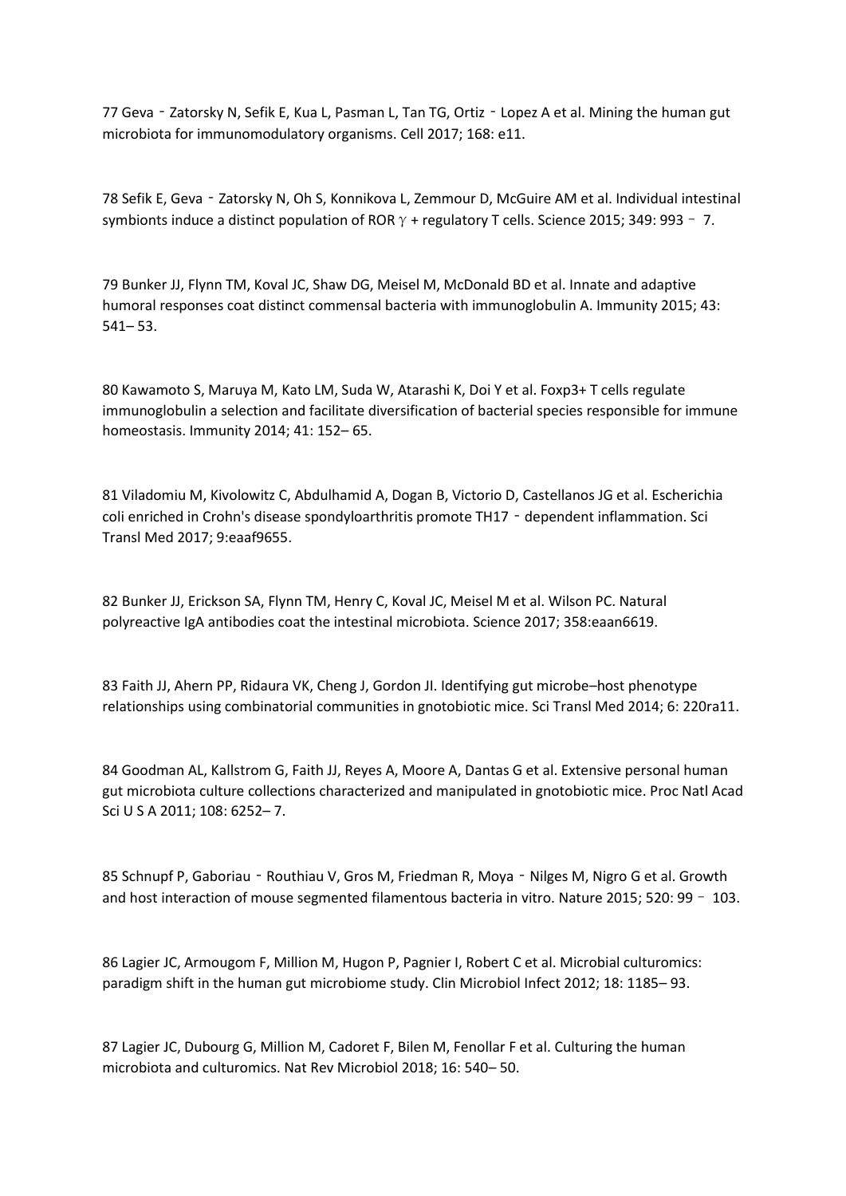77 Geva‐Zatorsky N, Sefik E, Kua L, Pasman L, Tan TG, Ortiz‐Lopez A et al. Mining the human gut microbiota for immunomodulatory organisms. Cell 2017; 168: e11.

78 Sefik E, Geva‐Zatorsky N, Oh S, Konnikova L, Zemmour D, McGuire AM et al. Individual intestinal symbionts induce a distinct population of ROR $\gamma$ + regulatory T cells. Science 2015; 349: 993‐ 7.

79 Bunker JJ, Flynn TM, Koval JC, Shaw DG, Meisel M, McDonald BD et al. Innate and adaptive humoral responses coat distinct commensal bacteria with immunoglobulin A. Immunity 2015; 43: 541– 53.

80 Kawamoto S, Maruya M, Kato LM, Suda W, Atarashi K, Doi Y et al. Foxp3+ T cells regulate immunoglobulin a selection and facilitate diversification of bacterial species responsible for immune homeostasis. Immunity 2014; 41: 152– 65.

81 Viladomiu M, Kivolowitz C, Abdulhamid A, Dogan B, Victorio D, Castellanos JG et al. Escherichia coli enriched in Crohn's disease spondyloarthritis promote TH17‐dependent inflammation. Sci Transl Med 2017; 9:eaaf9655.

82 Bunker JJ, Erickson SA, Flynn TM, Henry C, Koval JC, Meisel M et al. Wilson PC. Natural polyreactive IgA antibodies coat the intestinal microbiota. Science 2017; 358:eaan6619.

83 Faith JJ, Ahern PP, Ridaura VK, Cheng J, Gordon JI. Identifying gut microbe–host phenotype relationships using combinatorial communities in gnotobiotic mice. Sci Transl Med 2014; 6: 220ra11.

84 Goodman AL, Kallstrom G, Faith JJ, Reyes A, Moore A, Dantas G et al. Extensive personal human gut microbiota culture collections characterized and manipulated in gnotobiotic mice. Proc Natl Acad Sci U S A 2011; 108: 6252– 7.

85 Schnupf P, Gaboriau‐Routhiau V, Gros M, Friedman R, Moya‐Nilges M, Nigro G et al. Growth and host interaction of mouse segmented filamentous bacteria in vitro. Nature 2015; 520: 99‐ 103.

86 Lagier JC, Armougom F, Million M, Hugon P, Pagnier I, Robert C et al. Microbial culturomics: paradigm shift in the human gut microbiome study. Clin Microbiol Infect 2012; 18: 1185– 93.

87 Lagier JC, Dubourg G, Million M, Cadoret F, Bilen M, Fenollar F et al. Culturing the human microbiota and culturomics. Nat Rev Microbiol 2018; 16: 540– 50.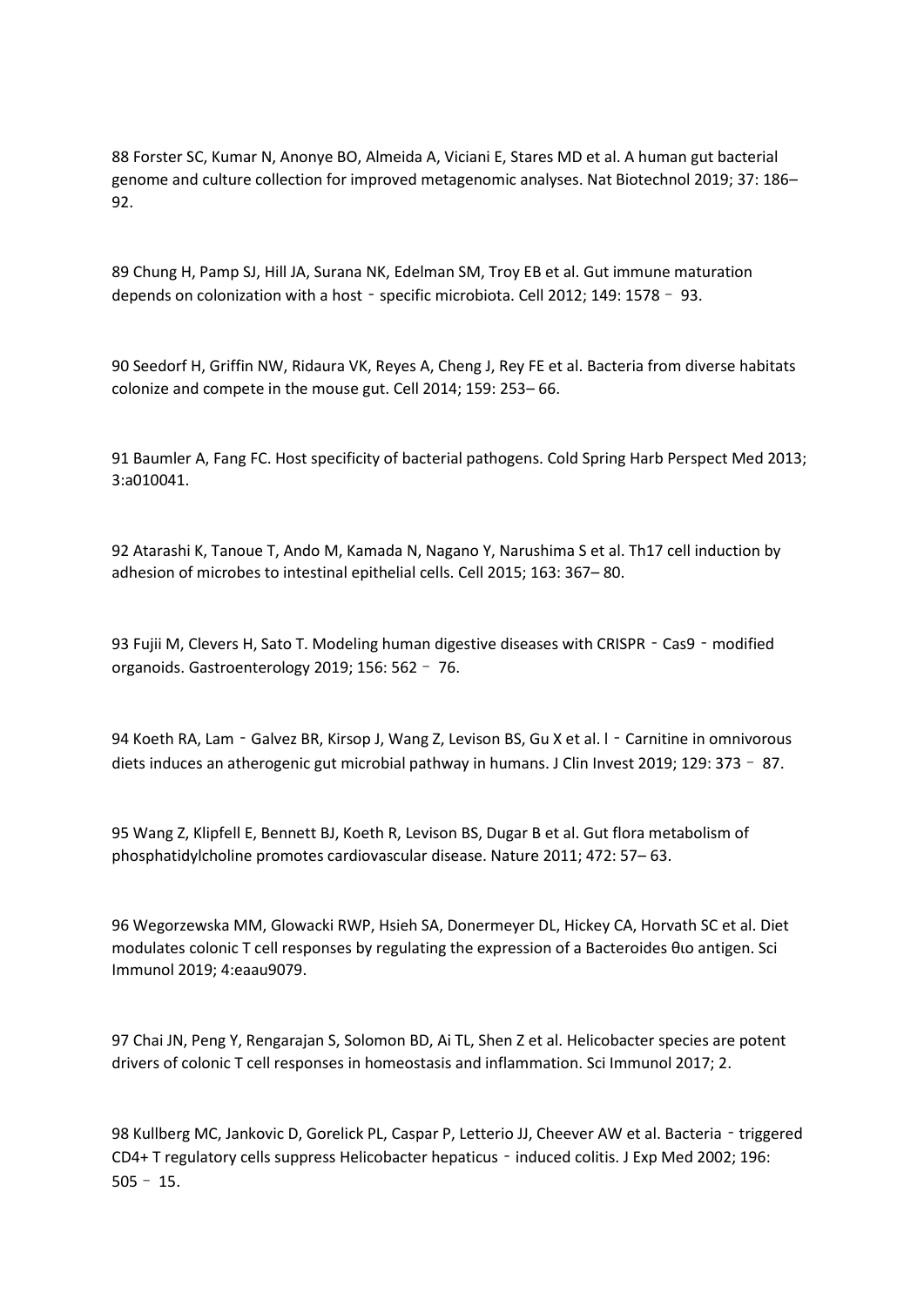88 Forster SC, Kumar N, Anonye BO, Almeida A, Viciani E, Stares MD et al. A human gut bacterial genome and culture collection for improved metagenomic analyses. Nat Biotechnol 2019; 37: 186–92.

89 Chung H, Pamp SJ, Hill JA, Surana NK, Edelman SM, Troy EB et al. Gut immune maturation depends on colonization with a host‐specific microbiota. Cell 2012; 149: 1578‐93.

90 Seedorf H, Griffin NW, Ridaura VK, Reyes A, Cheng J, Rey FE et al. Bacteria from diverse habitats colonize and compete in the mouse gut. Cell 2014; 159: 253–66.

91 Baumler A, Fang FC. Host specificity of bacterial pathogens. Cold Spring Harb Perspect Med 2013; 3:a010041.

92 Atarashi K, Tanoue T, Ando M, Kamada N, Nagano Y, Narushima S et al. Th17 cell induction by adhesion of microbes to intestinal epithelial cells. Cell 2015; 163: 367–80.

93 Fujii M, Clevers H, Sato T. Modeling human digestive diseases with CRISPR‐Cas9‐modified organoids. Gastroenterology 2019; 156: 562‐76.

94 Koeth RA, Lam‐Galvez BR, Kirsop J, Wang Z, Levison BS, Gu X et al. l‐Carnitine in omnivorous diets induces an atherogenic gut microbial pathway in humans. J Clin Invest 2019; 129: 373‐87.

95 Wang Z, Klipfell E, Bennett BJ, Koeth R, Levison BS, Dugar B et al. Gut flora metabolism of phosphatidylcholine promotes cardiovascular disease. Nature 2011; 472: 57–63.

96 Wegorzewska MM, Glowacki RWP, Hsieh SA, Donermeyer DL, Hickey CA, Horvath SC et al. Diet modulates colonic T cell responses by regulating the expression of a Bacteroides θιο antigen. Sci Immunol 2019; 4:eaau9079.

97 Chai JN, Peng Y, Rengarajan S, Solomon BD, Ai TL, Shen Z et al. Helicobacter species are potent drivers of colonic T cell responses in homeostasis and inflammation. Sci Immunol 2017; 2.

98 Kullberg MC, Jankovic D, Gorelick PL, Caspar P, Letterio JJ, Cheever AW et al. Bacteria‐triggered CD4+ T regulatory cells suppress Helicobacter hepaticus‐induced colitis. J Exp Med 2002; 196: 505‐15.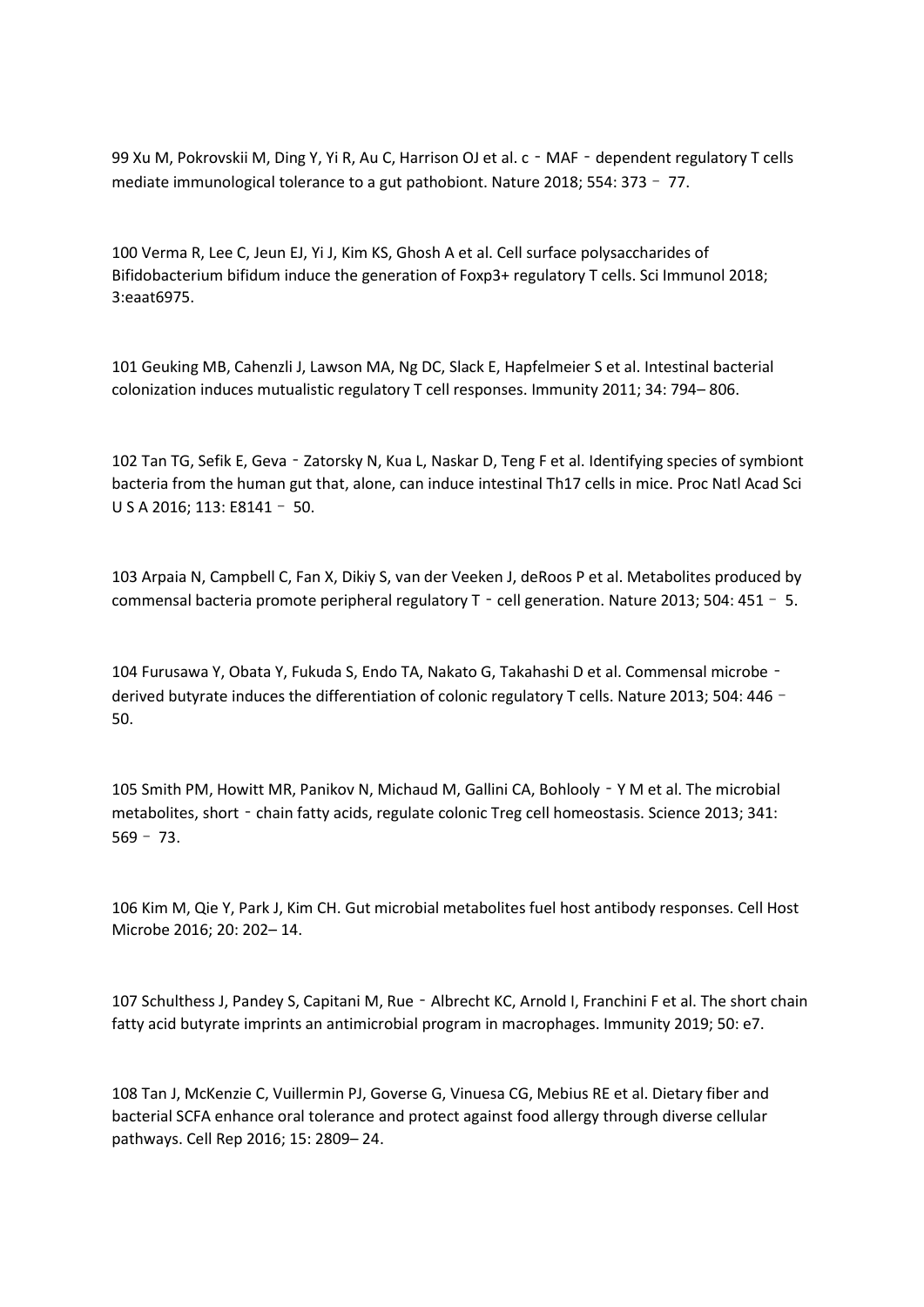99 Xu M, Pokrovskii M, Ding Y, Yi R, Au C, Harrison OJ et al. c‐MAF‐dependent regulatory T cells mediate immunological tolerance to a gut pathobiont. Nature 2018; 554: 373–77.

100 Verma R, Lee C, Jeun EJ, Yi J, Kim KS, Ghosh A et al. Cell surface polysaccharides of Bifidobacterium bifidum induce the generation of Foxp3+ regulatory T cells. Sci Immunol 2018; 3:eaat6975.

101 Geuking MB, Cahenzli J, Lawson MA, Ng DC, Slack E, Hapfelmeier S et al. Intestinal bacterial colonization induces mutualistic regulatory T cell responses. Immunity 2011; 34: 794– 806.

102 Tan TG, Sefik E, Geva‐Zatorsky N, Kua L, Naskar D, Teng F et al. Identifying species of symbiont bacteria from the human gut that, alone, can induce intestinal Th17 cells in mice. Proc Natl Acad Sci U S A 2016; 113: E8141–50.

103 Arpaia N, Campbell C, Fan X, Dikiy S, van der Veeken J, deRoos P et al. Metabolites produced by commensal bacteria promote peripheral regulatory T‐cell generation. Nature 2013; 504: 451–5.

104 Furusawa Y, Obata Y, Fukuda S, Endo TA, Nakato G, Takahashi D et al. Commensal microbe‐derived butyrate induces the differentiation of colonic regulatory T cells. Nature 2013; 504: 446–50.

105 Smith PM, Howitt MR, Panikov N, Michaud M, Gallini CA, Bohlooly‐Y M et al. The microbial metabolites, short‐chain fatty acids, regulate colonic Treg cell homeostasis. Science 2013; 341: 569–73.

106 Kim M, Qie Y, Park J, Kim CH. Gut microbial metabolites fuel host antibody responses. Cell Host Microbe 2016; 20: 202– 14.

107 Schulthess J, Pandey S, Capitani M, Rue‐Albrecht KC, Arnold I, Franchini F et al. The short chain fatty acid butyrate imprints an antimicrobial program in macrophages. Immunity 2019; 50: e7.

108 Tan J, McKenzie C, Vuillermin PJ, Goverse G, Vinuesa CG, Mebius RE et al. Dietary fiber and bacterial SCFA enhance oral tolerance and protect against food allergy through diverse cellular pathways. Cell Rep 2016; 15: 2809– 24.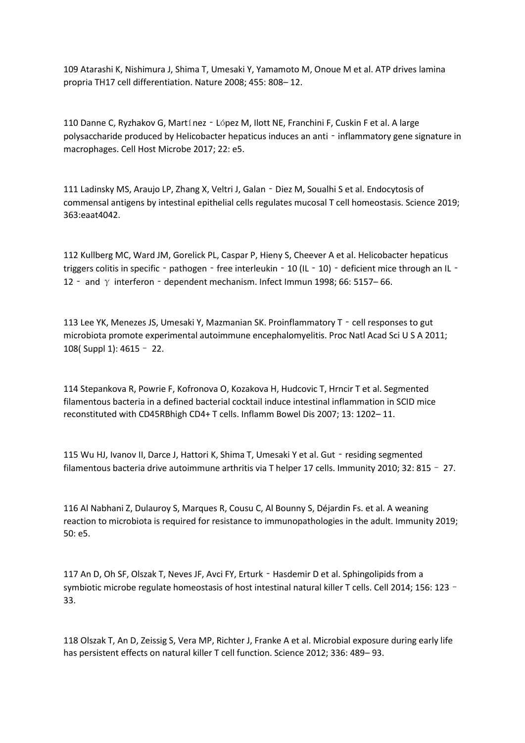109 Atarashi K, Nishimura J, Shima T, Umesaki Y, Yamamoto M, Onoue M et al. ATP drives lamina propria TH17 cell differentiation. Nature 2008; 455: 808– 12.

110 Danne C, Ryzhakov G, Martínez‐López M, Ilott NE, Franchini F, Cuskin F et al. A large polysaccharide produced by Helicobacter hepaticus induces an anti‐inflammatory gene signature in macrophages. Cell Host Microbe 2017; 22: e5.

111 Ladinsky MS, Araujo LP, Zhang X, Veltri J, Galan‐Diez M, Soualhi S et al. Endocytosis of commensal antigens by intestinal epithelial cells regulates mucosal T cell homeostasis. Science 2019; 363:eaat4042.

112 Kullberg MC, Ward JM, Gorelick PL, Caspar P, Hieny S, Cheever A et al. Helicobacter hepaticus triggers colitis in specific‐pathogen‐free interleukin‐10 (IL‐10)‐deficient mice through an IL‐12‐ and γ interferon‐dependent mechanism. Infect Immun 1998; 66: 5157– 66.

113 Lee YK, Menezes JS, Umesaki Y, Mazmanian SK. Proinflammatory T‐cell responses to gut microbiota promote experimental autoimmune encephalomyelitis. Proc Natl Acad Sci U S A 2011; 108( Suppl 1): 4615 – 22.

114 Stepankova R, Powrie F, Kofronova O, Kozakova H, Hudcovic T, Hrncir T et al. Segmented filamentous bacteria in a defined bacterial cocktail induce intestinal inflammation in SCID mice reconstituted with CD45RBhigh CD4+ T cells. Inflamm Bowel Dis 2007; 13: 1202– 11.

115 Wu HJ, Ivanov II, Darce J, Hattori K, Shima T, Umesaki Y et al. Gut‐residing segmented filamentous bacteria drive autoimmune arthritis via T helper 17 cells. Immunity 2010; 32: 815 – 27.

116 Al Nabhani Z, Dulauroy S, Marques R, Cousu C, Al Bounny S, Déjardin Fs. et al. A weaning reaction to microbiota is required for resistance to immunopathologies in the adult. Immunity 2019; 50: e5.

117 An D, Oh SF, Olszak T, Neves JF, Avci FY, Erturk‐Hasdemir D et al. Sphingolipids from a symbiotic microbe regulate homeostasis of host intestinal natural killer T cells. Cell 2014; 156: 123 – 33.

118 Olszak T, An D, Zeissig S, Vera MP, Richter J, Franke A et al. Microbial exposure during early life has persistent effects on natural killer T cell function. Science 2012; 336: 489– 93.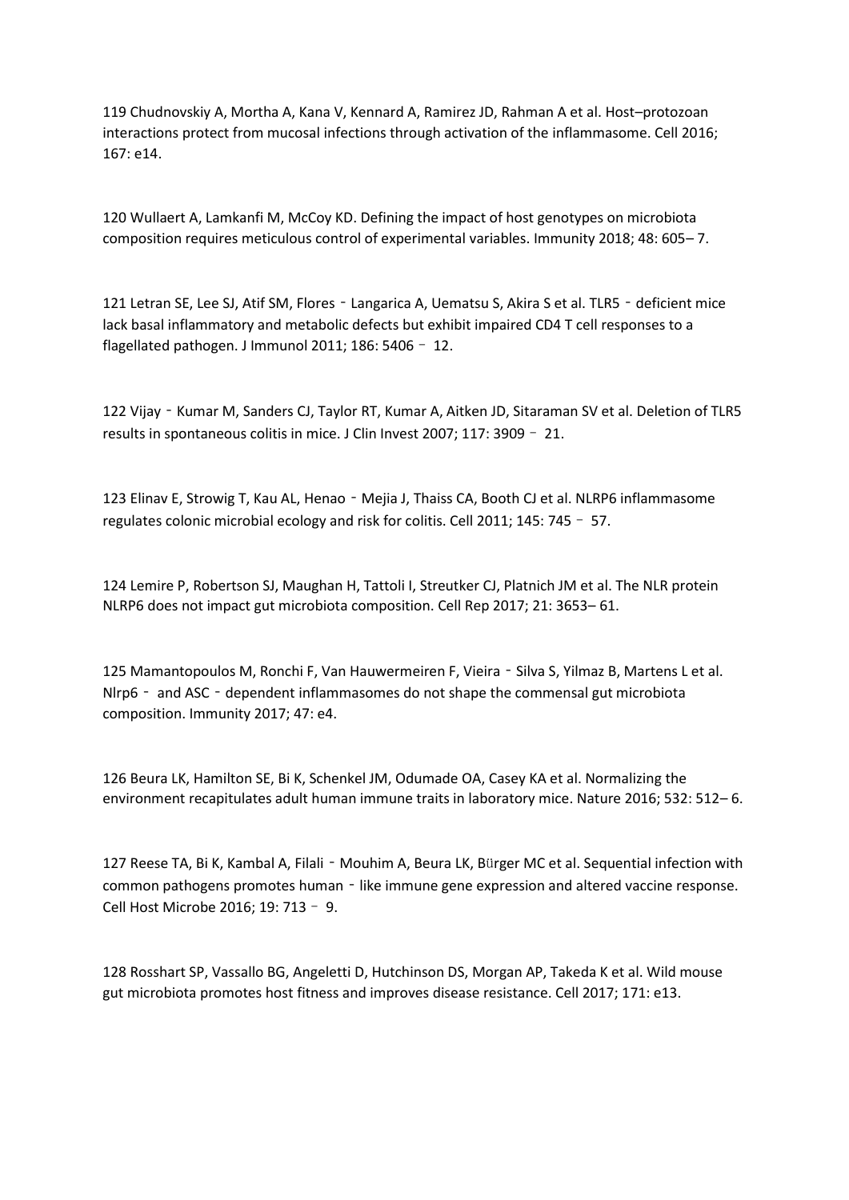119 Chudnovskiy A, Mortha A, Kana V, Kennard A, Ramirez JD, Rahman A et al. Host–protozoan interactions protect from mucosal infections through activation of the inflammasome. Cell 2016; 167: e14.

120 Wullaert A, Lamkanfi M, McCoy KD. Defining the impact of host genotypes on microbiota composition requires meticulous control of experimental variables. Immunity 2018; 48: 605– 7.

121 Letran SE, Lee SJ, Atif SM, Flores ‐ Langarica A, Uematsu S, Akira S et al. TLR5 ‐ deficient mice lack basal inflammatory and metabolic defects but exhibit impaired CD4 T cell responses to a flagellated pathogen. J Immunol 2011; 186: 5406 ‐ 12.

122 Vijay ‐ Kumar M, Sanders CJ, Taylor RT, Kumar A, Aitken JD, Sitaraman SV et al. Deletion of TLR5 results in spontaneous colitis in mice. J Clin Invest 2007; 117: 3909 ‐ 21.

123 Elinav E, Strowig T, Kau AL, Henao ‐ Mejia J, Thaiss CA, Booth CJ et al. NLRP6 inflammasome regulates colonic microbial ecology and risk for colitis. Cell 2011; 145: 745 ‐ 57.

124 Lemire P, Robertson SJ, Maughan H, Tattoli I, Streutker CJ, Platnich JM et al. The NLR protein NLRP6 does not impact gut microbiota composition. Cell Rep 2017; 21: 3653– 61.

125 Mamantopoulos M, Ronchi F, Van Hauwermeiren F, Vieira ‐ Silva S, Yilmaz B, Martens L et al. Nlrp6 ‐ and ASC ‐ dependent inflammasomes do not shape the commensal gut microbiota composition. Immunity 2017; 47: e4.

126 Beura LK, Hamilton SE, Bi K, Schenkel JM, Odumade OA, Casey KA et al. Normalizing the environment recapitulates adult human immune traits in laboratory mice. Nature 2016; 532: 512– 6.

127 Reese TA, Bi K, Kambal A, Filali ‐ Mouhim A, Beura LK, Bürger MC et al. Sequential infection with common pathogens promotes human ‐ like immune gene expression and altered vaccine response. Cell Host Microbe 2016; 19: 713 ‐ 9.

128 Rosshart SP, Vassallo BG, Angeletti D, Hutchinson DS, Morgan AP, Takeda K et al. Wild mouse gut microbiota promotes host fitness and improves disease resistance. Cell 2017; 171: e13.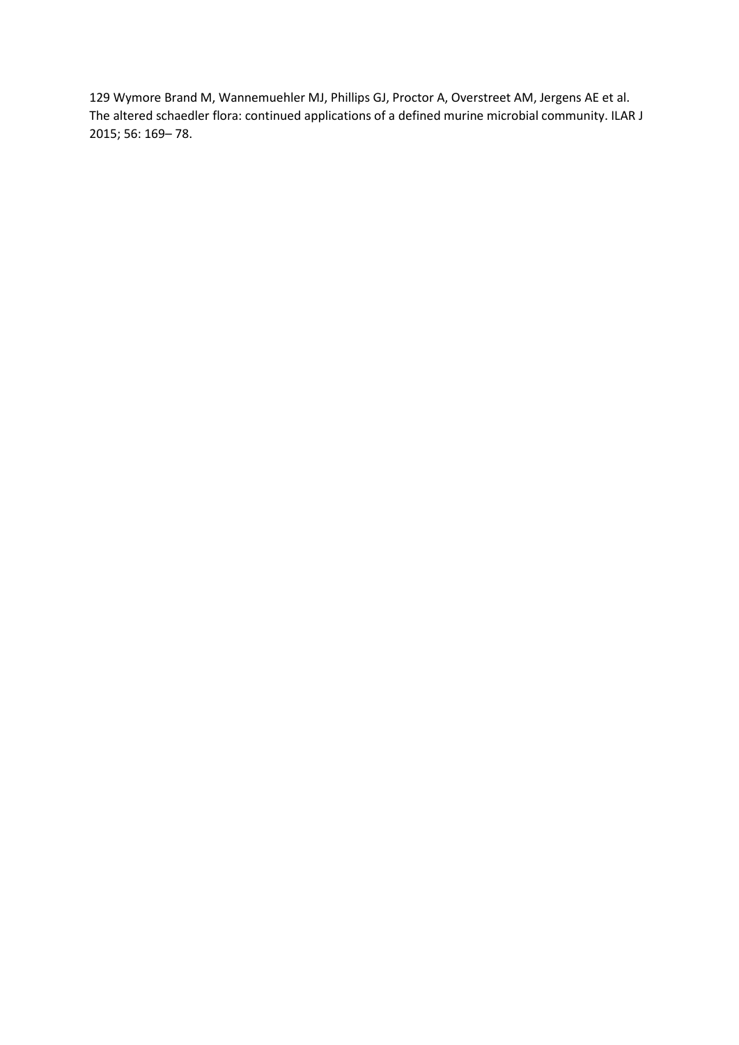129 Wymore Brand M, Wannemuehler MJ, Phillips GJ, Proctor A, Overstreet AM, Jergens AE et al. The altered schaedler flora: continued applications of a defined murine microbial community. ILAR J 2015; 56: 169– 78.